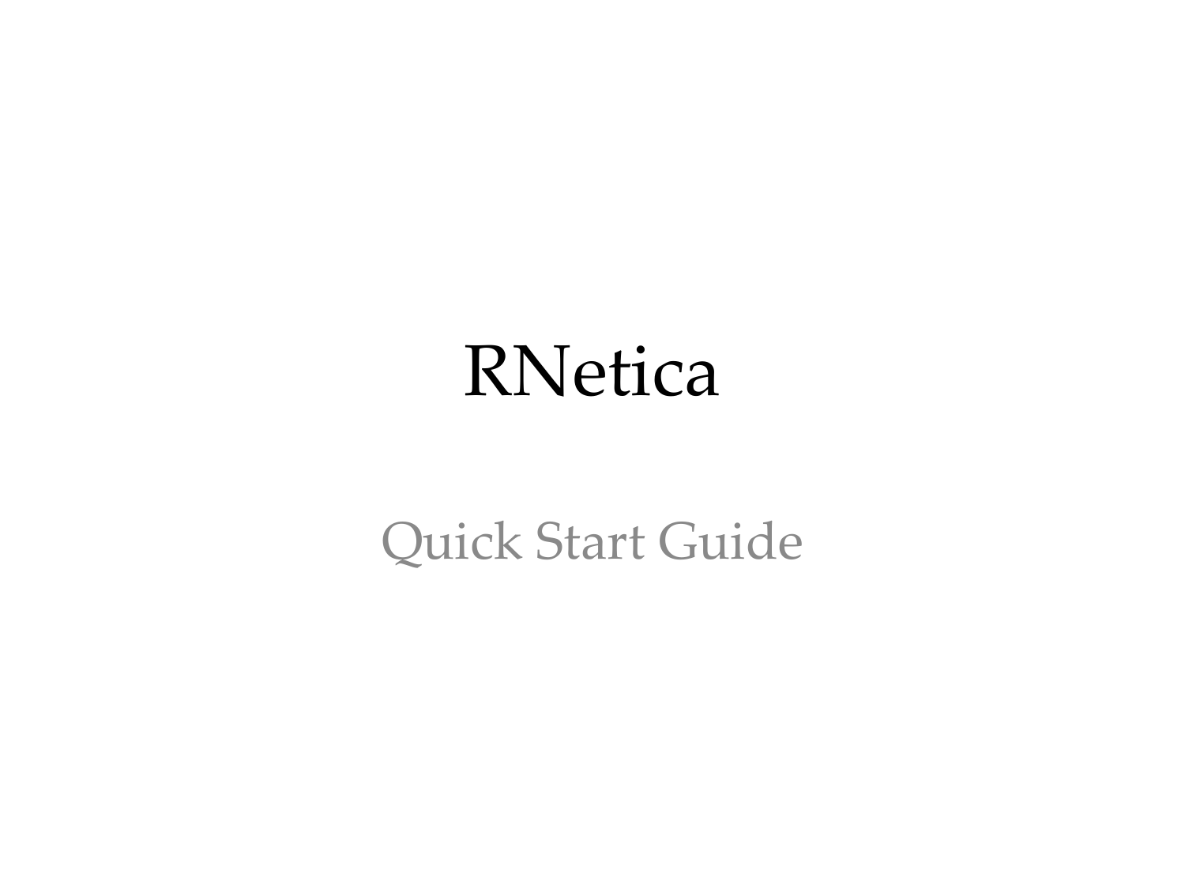# RNetica

Quick Start Guide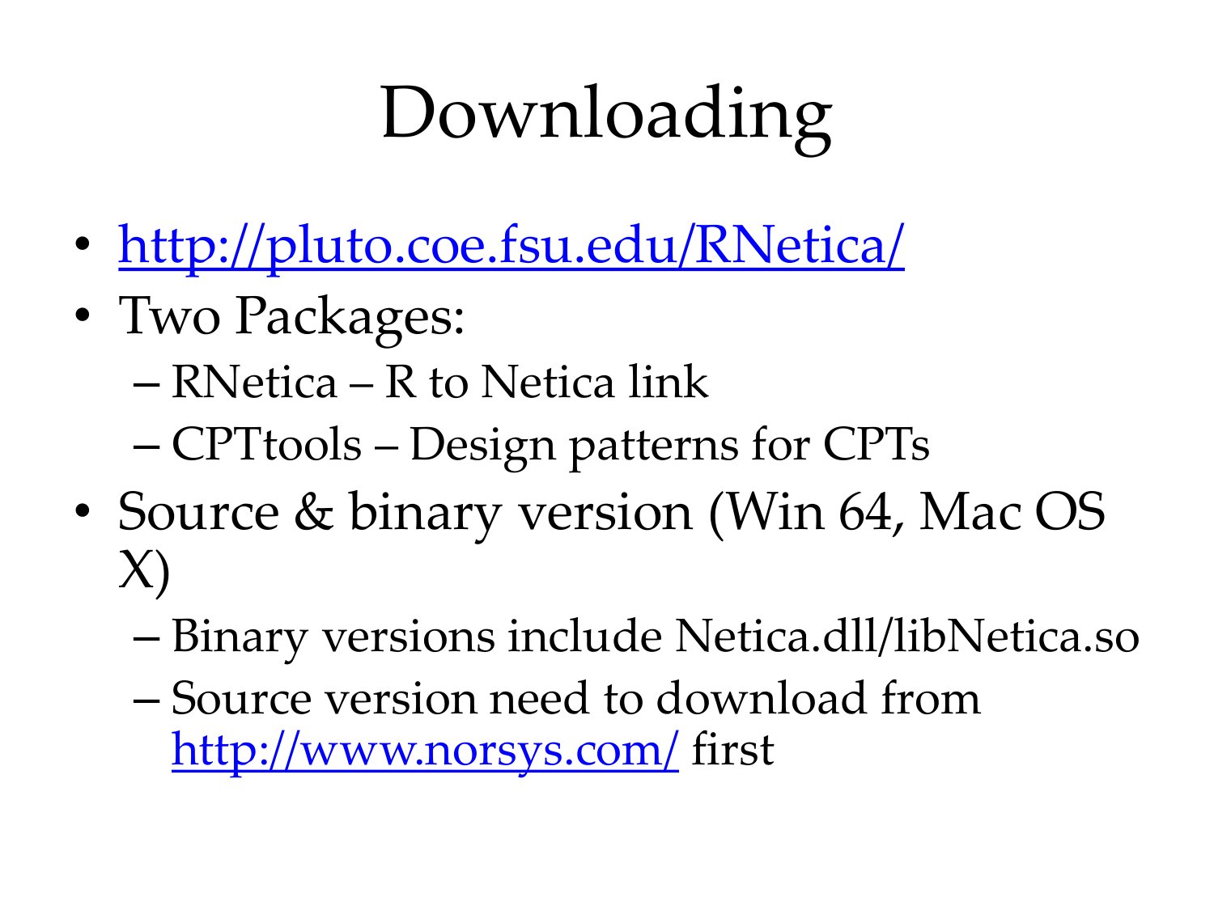# Downloading

- [http://pluto.coe.fsu.edu/RNetica/](http://pluto.coe.fsu.edu/RNetica/)
- Two Packages:
  - RNetica – R to Netica link
  - CPTtools – Design patterns for CPTs
- Source & binary version (Win 64, Mac OS X)
  - Binary versions include Netica.dll/libNetica.so
  - Source version need to download from [http://www.norsys.com/](http://www.norsys.com/) first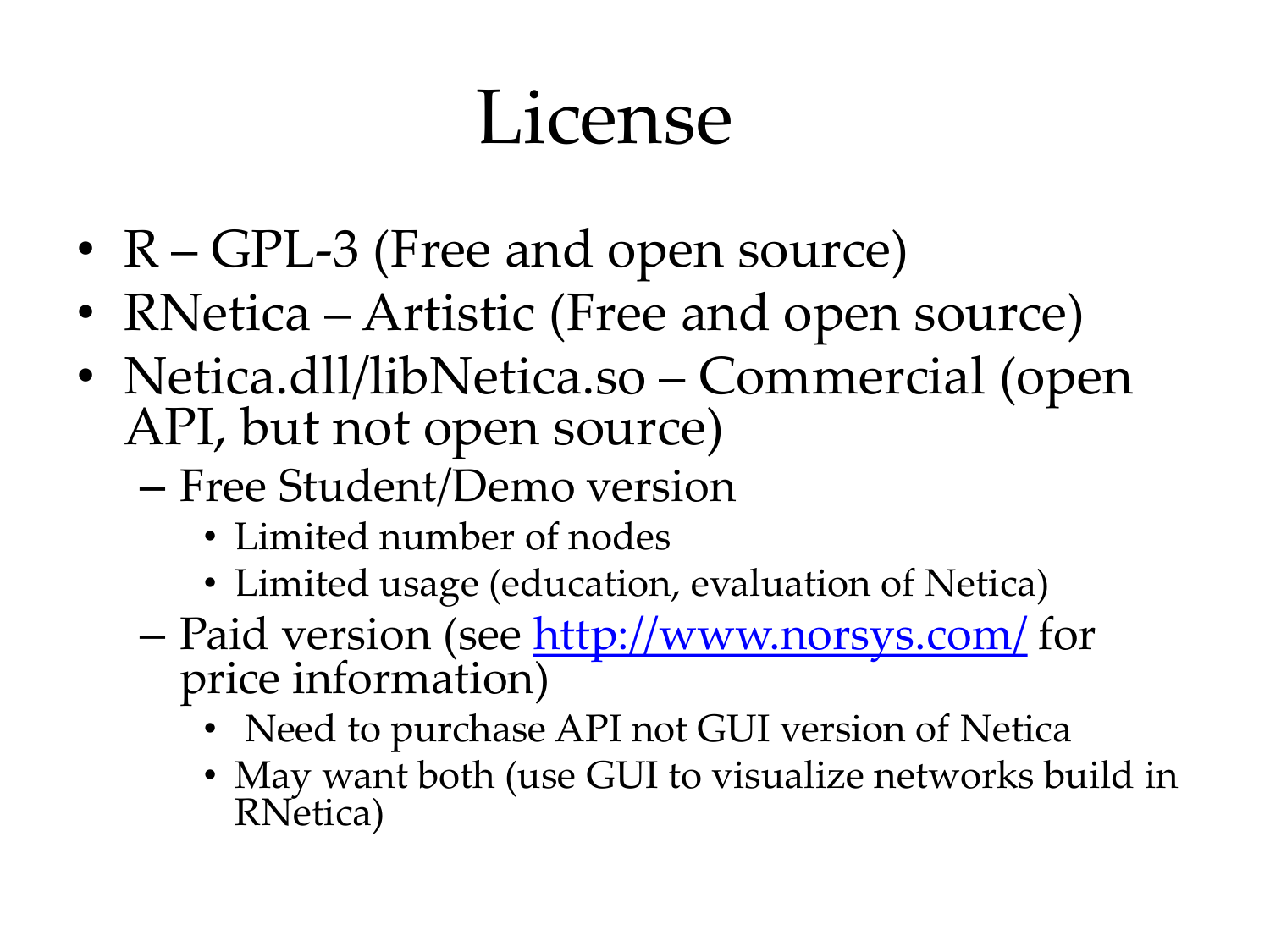# License

- R – GPL-3 (Free and open source)
- RNetica – Artistic (Free and open source)
- Netica.dll/libNetica.so – Commercial (open API, but not open source)
  - Free Student/Demo version
    - Limited number of nodes
    - Limited usage (education, evaluation of Netica)
  - Paid version (see [http://www.norsys.com/](http://www.norsys.com/) for price information)
    - Need to purchase API not GUI version of Netica
    - May want both (use GUI to visualize networks build in RNetica)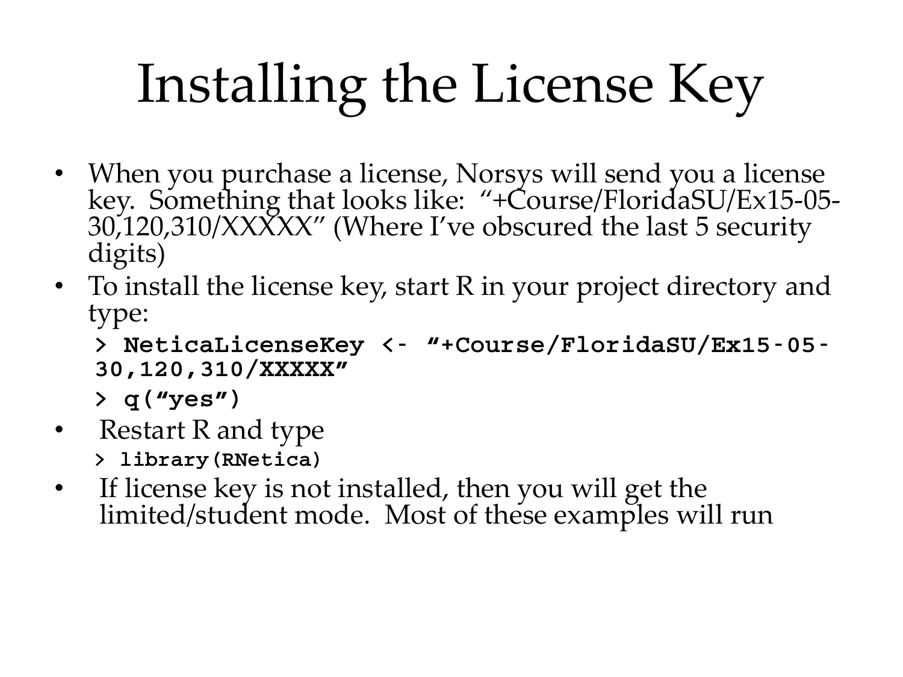# Installing the License Key

- When you purchase a license, Norsys will send you a license key. Something that looks like: "+Course/FloridaSU/Ex15-05-30,120,310/XXXXX" (Where I've obscured the last 5 security digits)
- To install the license key, start R in your project directory and type:

```
> NeticaLicenseKey <- "+Course/FloridaSU/Ex15-05-30,120,310/XXXXX"
> q("yes")
```

- Restart R and type

```
> library(RNetica)
```

- If license key is not installed, then you will get the limited/student mode. Most of these examples will run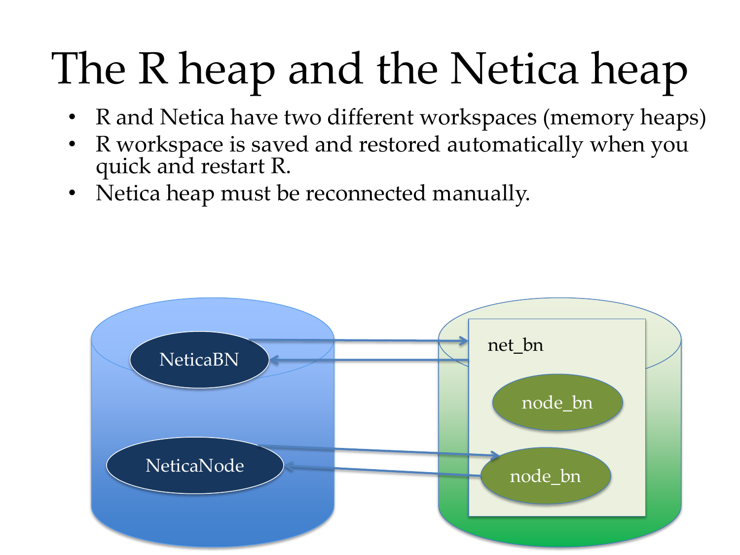# The R heap and the Netica heap

- R and Netica have two different workspaces (memory heaps)
- R workspace is saved and restored automatically when you quick and restart R.
- Netica heap must be reconnected manually.

NeticaBN

NeticaNode

net_bn

node_bn

node_bn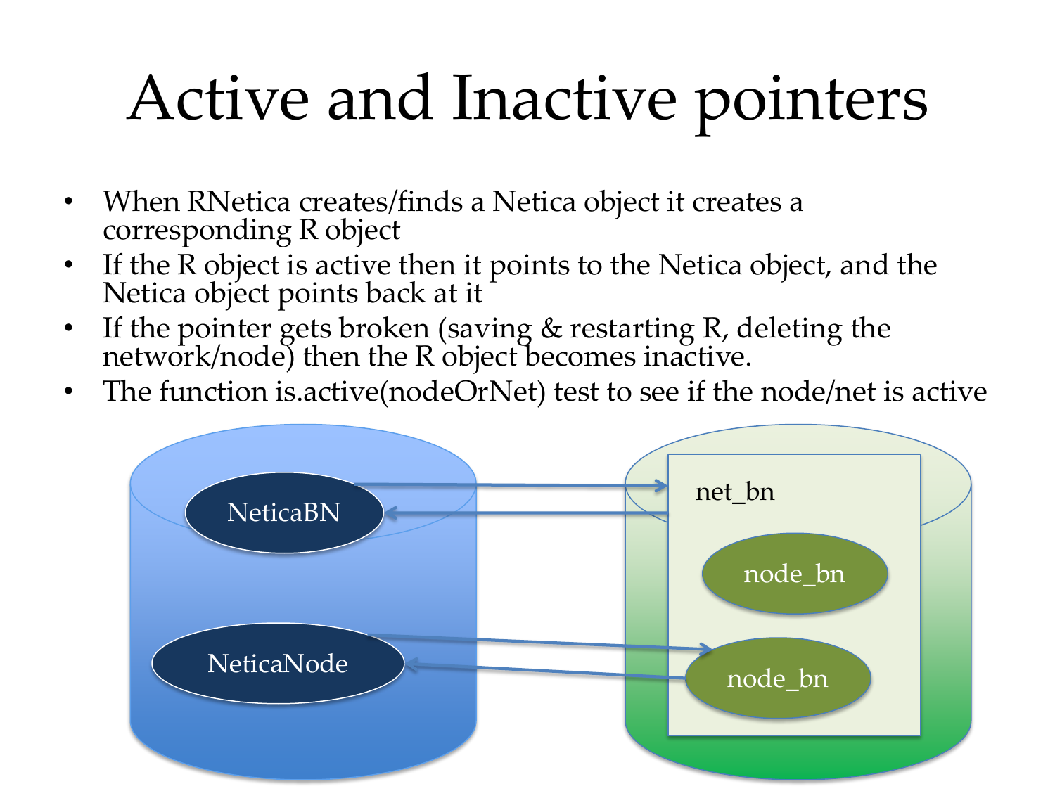# Active and Inactive pointers

- When RNetica creates/finds a Netica object it creates a corresponding R object
- If the R object is active then it points to the Netica object, and the Netica object points back at it
- If the pointer gets broken (saving & restarting R, deleting the network/node) then the R object becomes inactive.
- The function is.active(nodeOrNet) test to see if the node/net is active

NeticaBN

NeticaNode

net_bn

node_bn

node_bn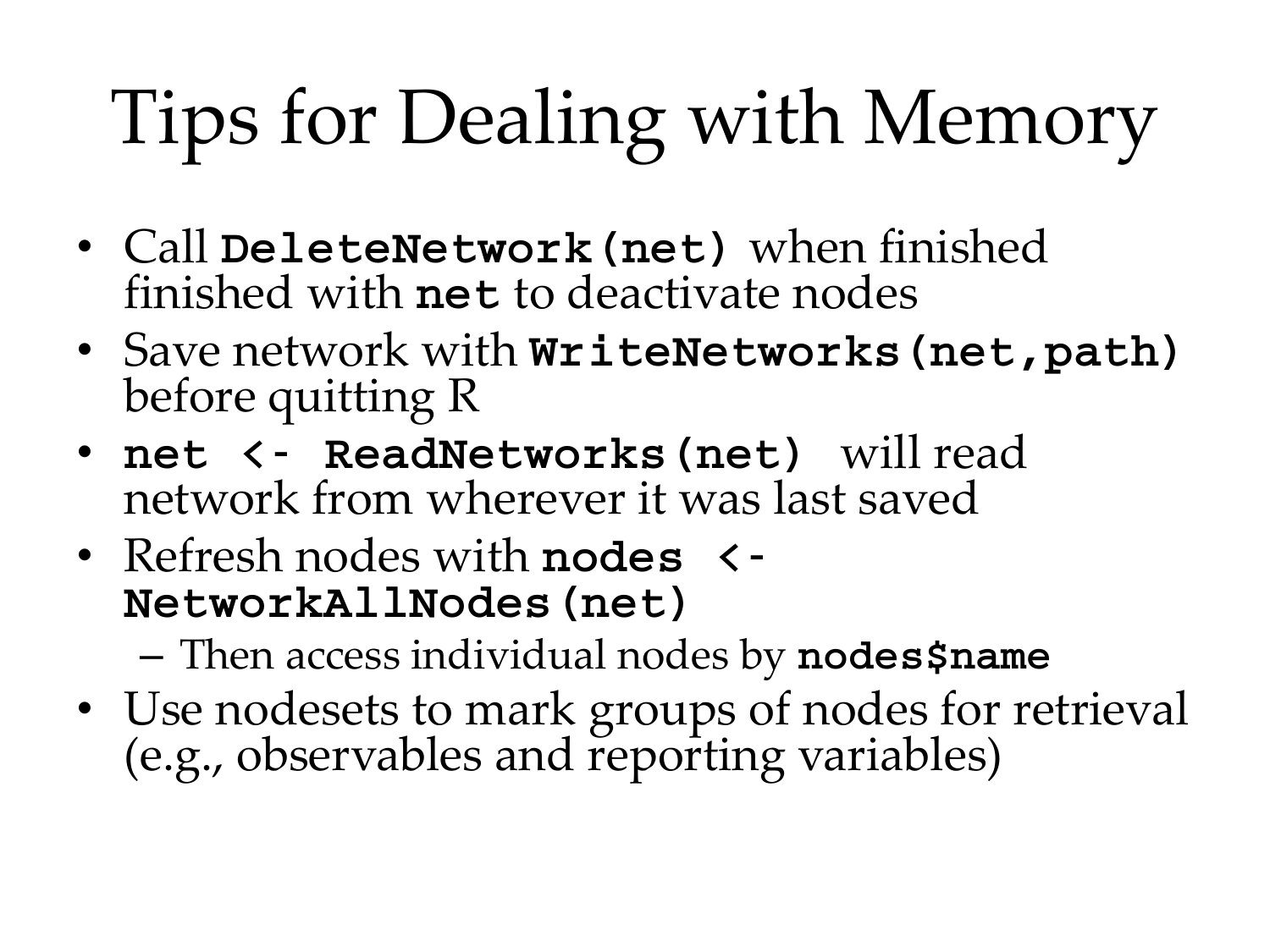# Tips for Dealing with Memory

- Call **`DeleteNetwork(net)`** when finished finished with **`net`** to deactivate nodes
- Save network with **`WriteNetworks(net,path)`** before quitting R
- **`net <- ReadNetworks(net)`** will read network from wherever it was last saved
- Refresh nodes with **`nodes <- NetworkAllNodes(net)`**
  – Then access individual nodes by **`nodes$name`**
- Use nodesets to mark groups of nodes for retrieval (e.g., observables and reporting variables)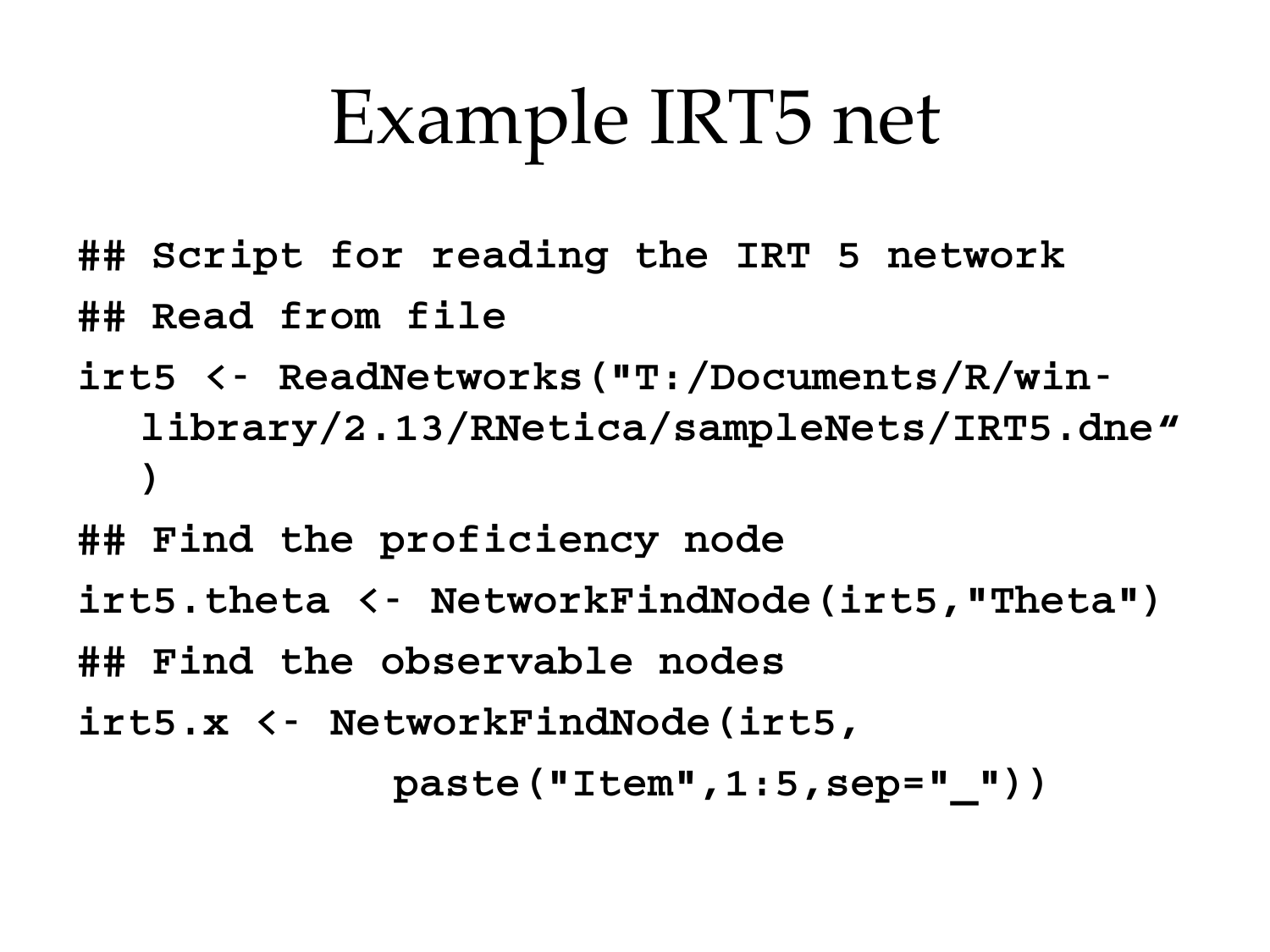# Example IRT5 net

```
## Script for reading the IRT 5 network
## Read from file
irt5 <- ReadNetworks("T:/Documents/R/win-library/2.13/RNetica/sampleNets/IRT5.dne“)
## Find the proficiency node
irt5.theta <- NetworkFindNode(irt5,"Theta")
## Find the observable nodes
irt5.x <- NetworkFindNode(irt5,
            paste("Item",1:5,sep="_"))
```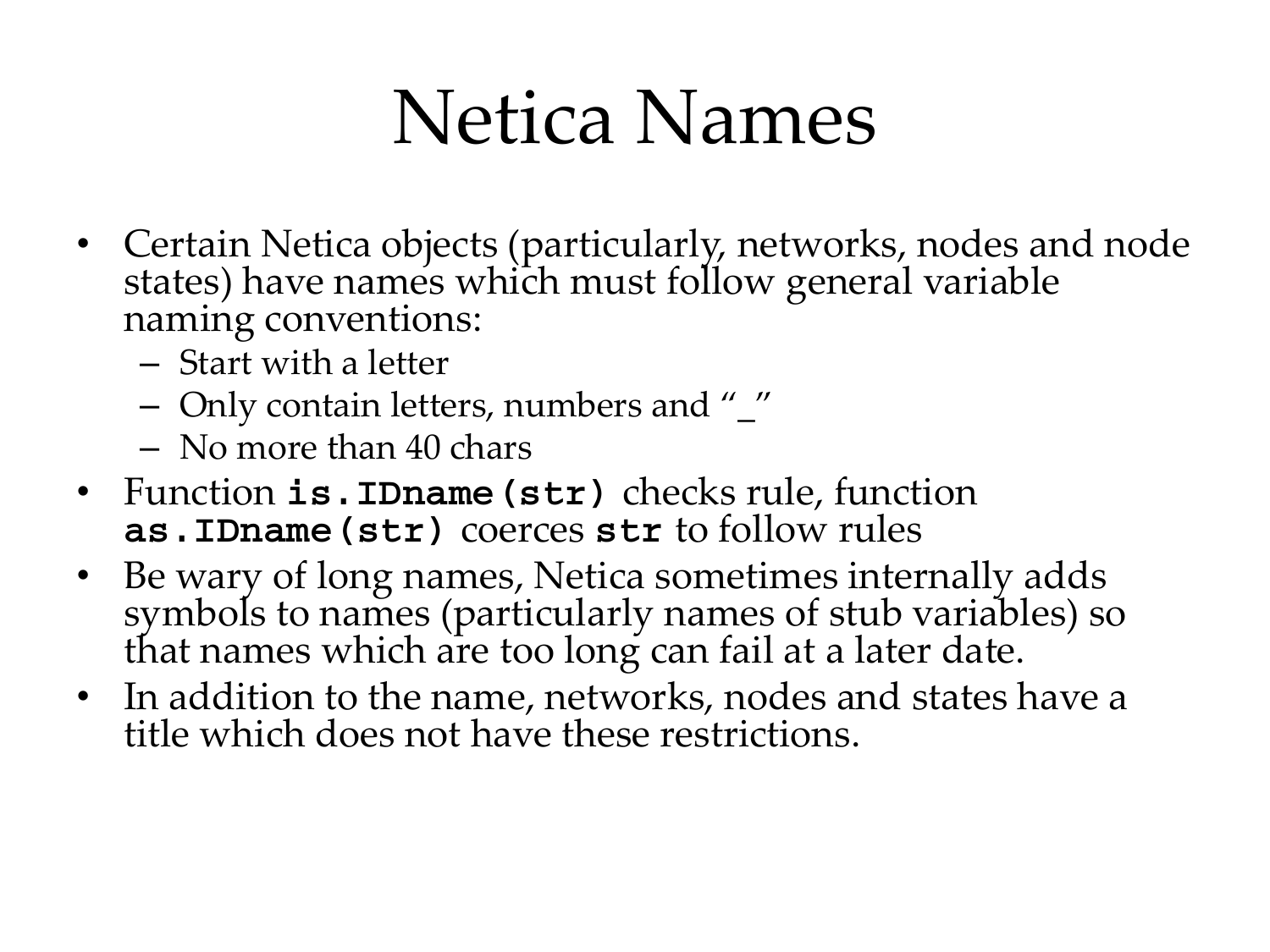# Netica Names

- Certain Netica objects (particularly, networks, nodes and node states) have names which must follow general variable naming conventions:
  - Start with a letter
  - Only contain letters, numbers and "_"
  - No more than 40 chars
- Function **`is.IDname(str)`** checks rule, function **`as.IDname(str)`** coerces **`str`** to follow rules
- Be wary of long names, Netica sometimes internally adds symbols to names (particularly names of stub variables) so that names which are too long can fail at a later date.
- In addition to the name, networks, nodes and states have a title which does not have these restrictions.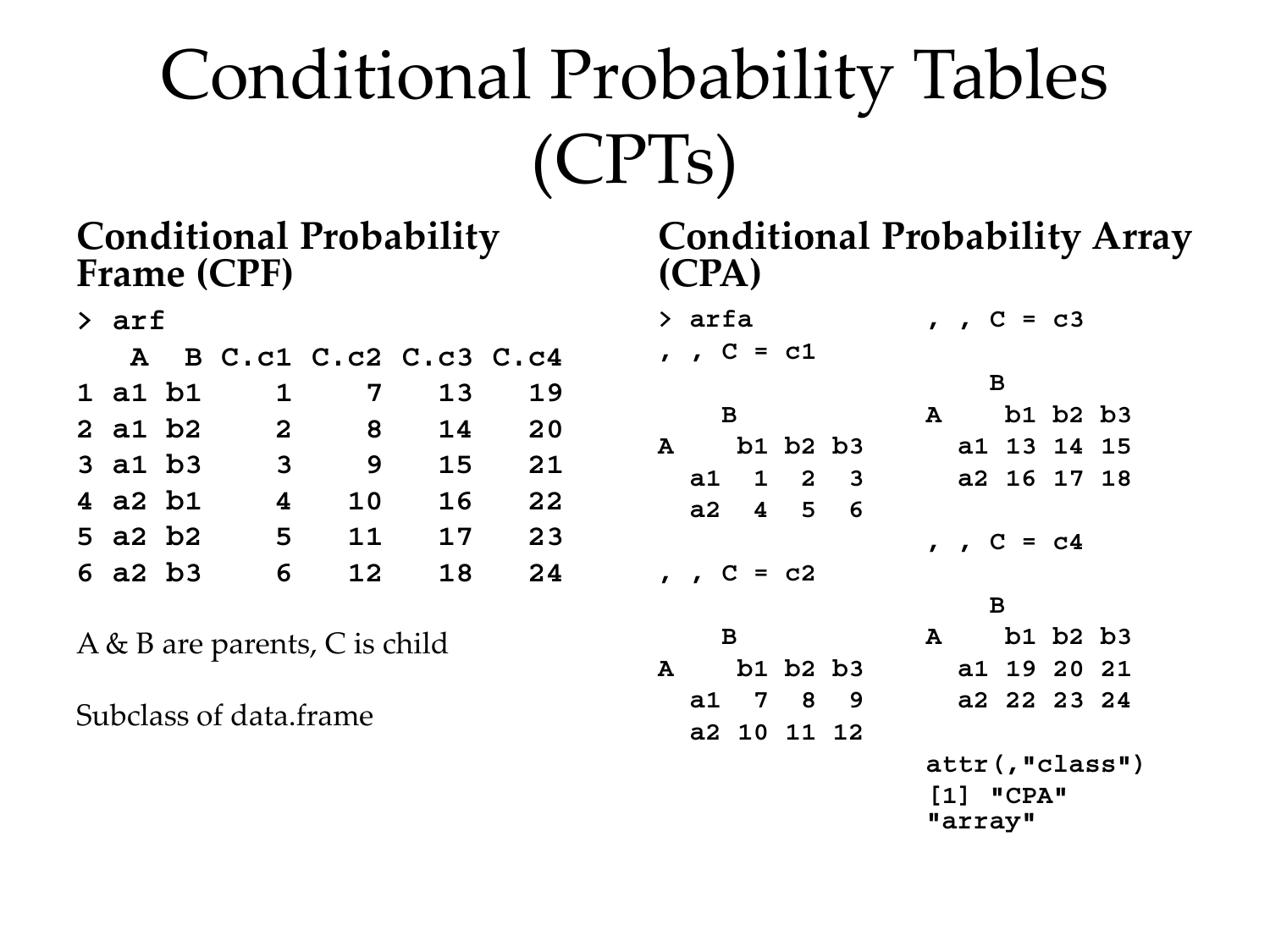# Conditional Probability Tables (CPTs)

## Conditional Probability Frame (CPF)

```
> arf
   A  B C.c1 C.c2 C.c3 C.c4
1 a1 b1    1    7   13   19
2 a1 b2    2    8   14   20
3 a1 b3    3    9   15   21
4 a2 b1    4   10   16   22
5 a2 b2    5   11   17   23
6 a2 b3    6   12   18   24
```

A & B are parents, C is child

Subclass of data.frame

## Conditional Probability Array (CPA)

```
> arfa
, , C = c1

    B
A    b1 b2 b3
  a1  1  2  3
  a2  4  5  6

, , C = c2

    B
A    b1 b2 b3
  a1  7  8  9
  a2 10 11 12

, , C = c3

    B
A    b1 b2 b3
  a1 13 14 15
  a2 16 17 18

, , C = c4

    B
A    b1 b2 b3
  a1 19 20 21
  a2 22 23 24

attr(,"class")
[1] "CPA"
"array"
```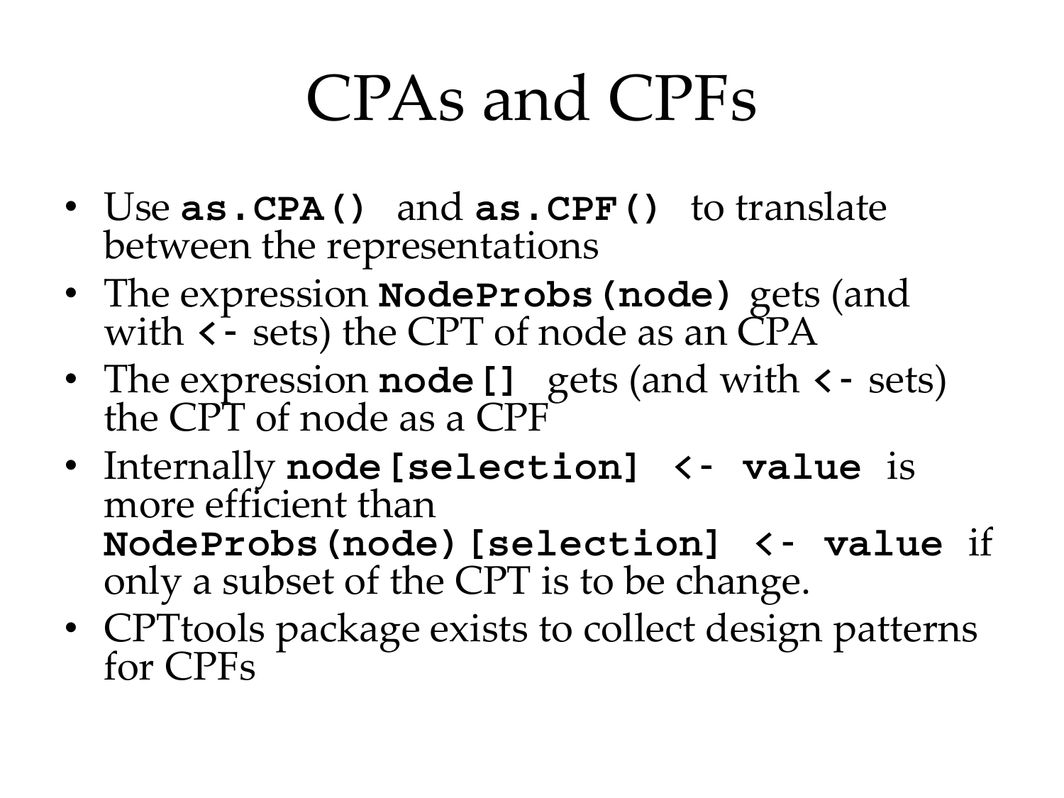# CPAs and CPFs

- Use **`as.CPA()`** and **`as.CPF()`** to translate between the representations
- The expression **`NodeProbs(node)`** gets (and with **`<-`** sets) the CPT of node as an CPA
- The expression **`node[]`** gets (and with **`<-`** sets) the CPT of node as a CPF
- Internally **`node[selection] <- value`** is more efficient than **`NodeProbs(node)[selection] <- value`** if only a subset of the CPT is to be change.
- CPTtools package exists to collect design patterns for CPFs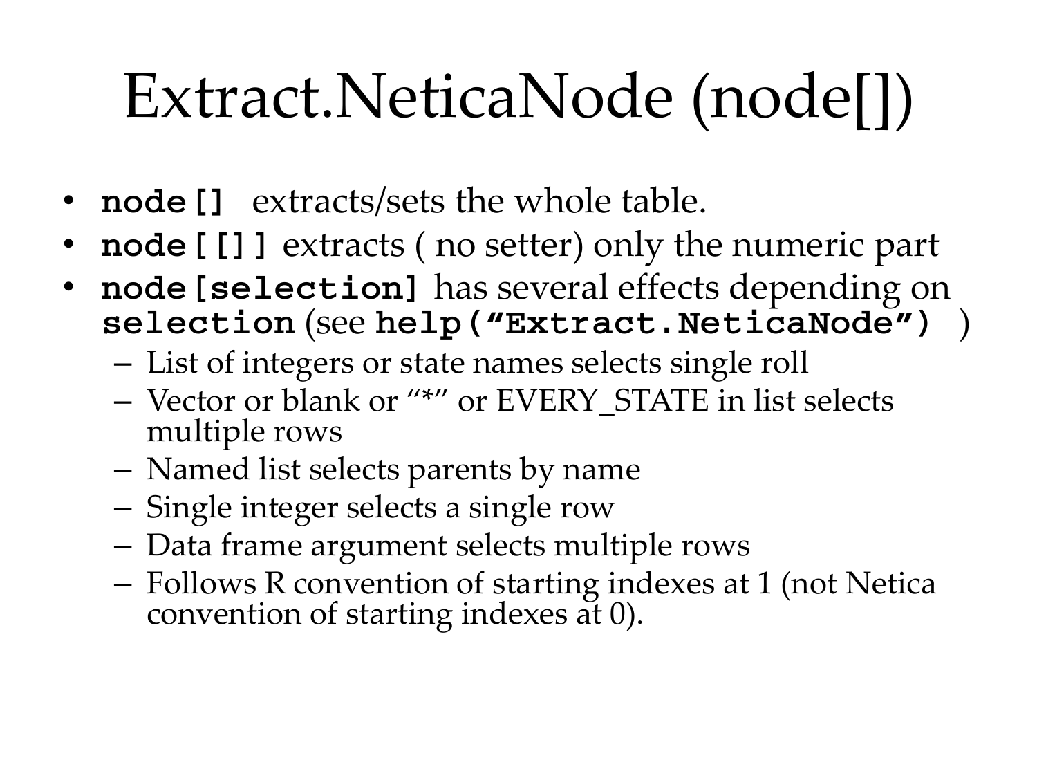# Extract.NeticaNode (node[])

- **`node[]`** extracts/sets the whole table.
- **`node[[]]`** extracts ( no setter) only the numeric part
- **`node[selection]`** has several effects depending on **`selection`** (see **`help("Extract.NeticaNode")`** )
  - List of integers or state names selects single roll
  - Vector or blank or "*" or EVERY_STATE in list selects multiple rows
  - Named list selects parents by name
  - Single integer selects a single row
  - Data frame argument selects multiple rows
  - Follows R convention of starting indexes at 1 (not Netica convention of starting indexes at 0).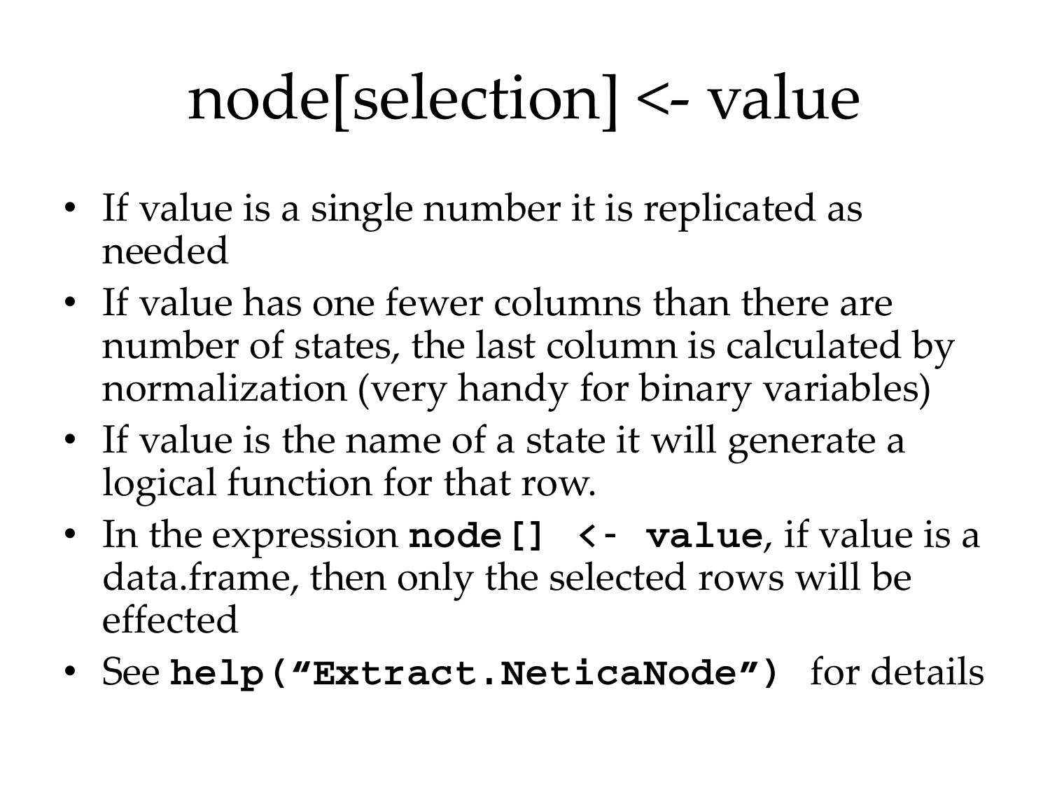# node[selection] <- value

- If value is a single number it is replicated as needed
- If value has one fewer columns than there are number of states, the last column is calculated by normalization (very handy for binary variables)
- If value is the name of a state it will generate a logical function for that row.
- In the expression **`node[] <- value`**, if value is a data.frame, then only the selected rows will be effected
- See **`help("Extract.NeticaNode")`** for details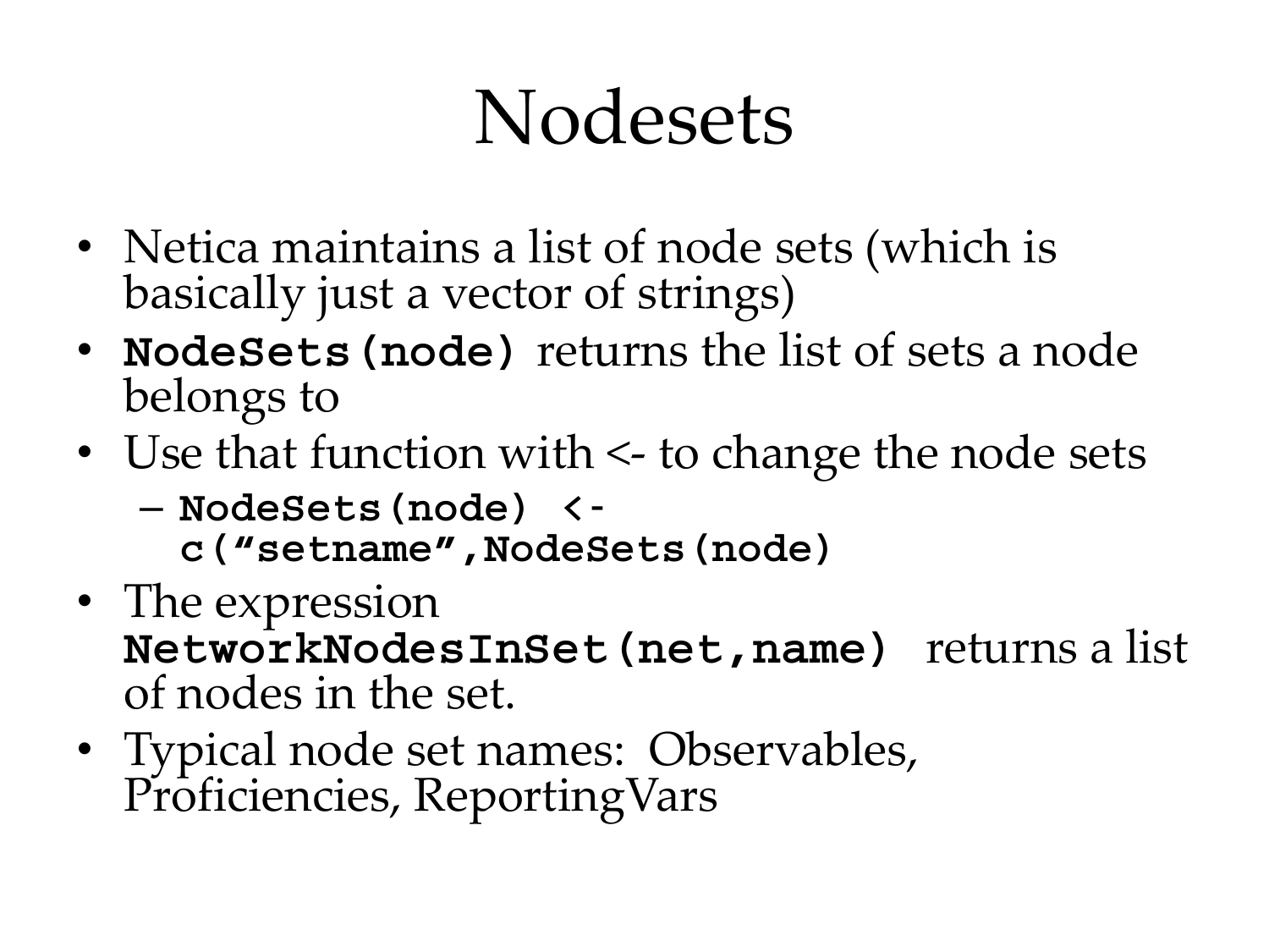# Nodesets

- Netica maintains a list of node sets (which is basically just a vector of strings)
- **`NodeSets(node)`** returns the list of sets a node belongs to
- Use that function with <- to change the node sets
  - **`NodeSets(node) <- c("setname",NodeSets(node)`**
- The expression **`NetworkNodesInSet(net,name)`** returns a list of nodes in the set.
- Typical node set names: Observables, Proficiencies, ReportingVars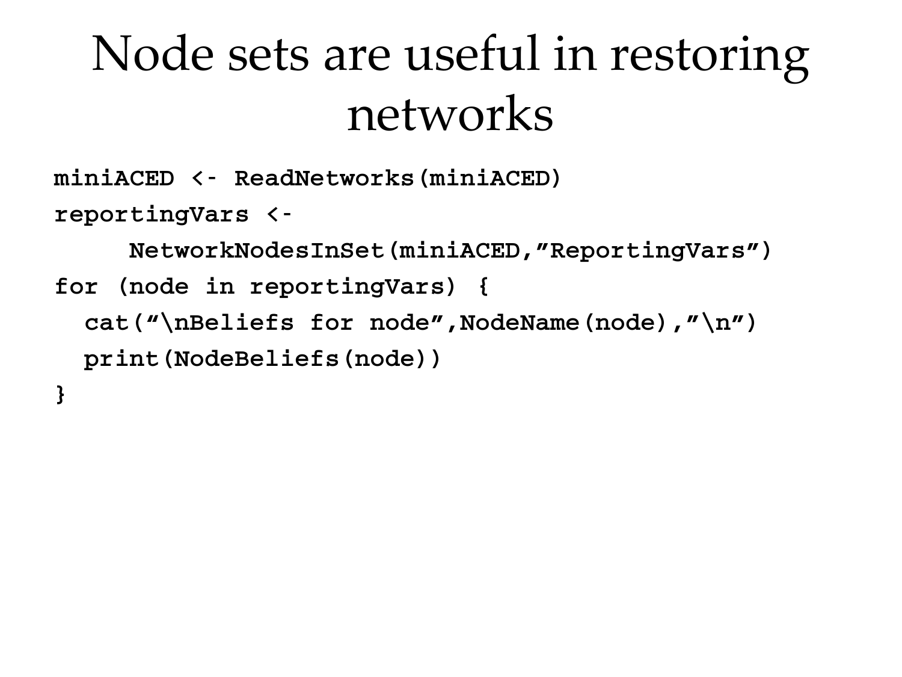# Node sets are useful in restoring networks

```
miniACED <- ReadNetworks(miniACED)
reportingVars <-
     NetworkNodesInSet(miniACED,”ReportingVars”)
for (node in reportingVars) {
  cat(“\nBeliefs for node”,NodeName(node),”\n”)
  print(NodeBeliefs(node))
}
```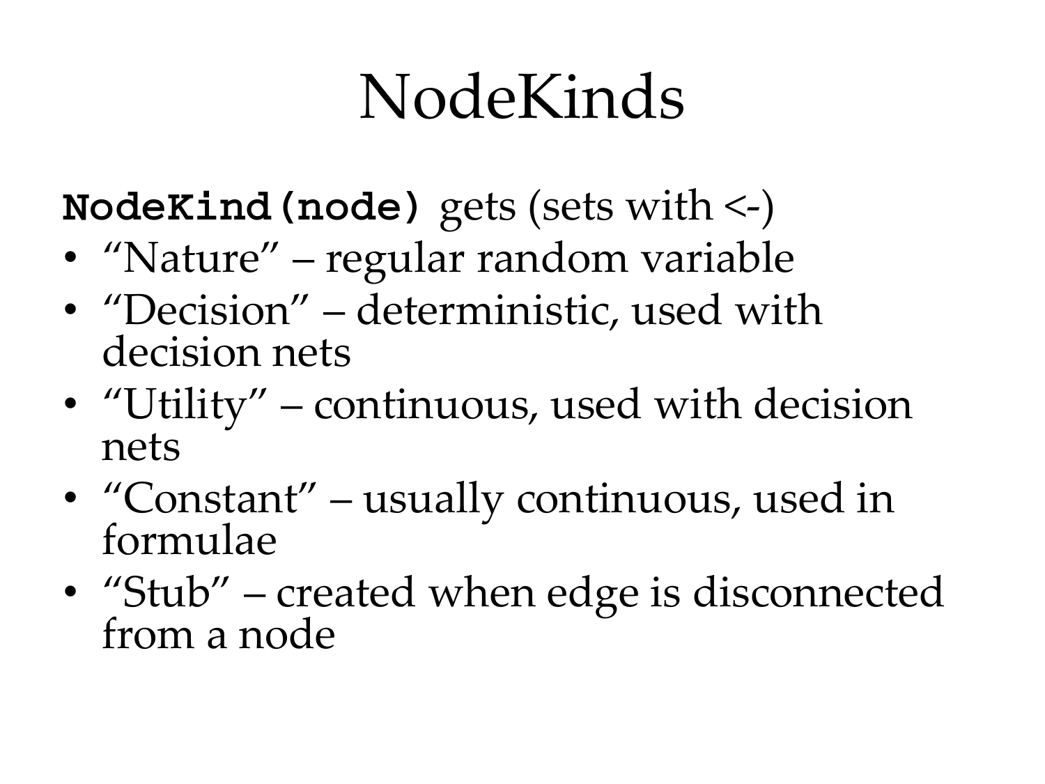# NodeKinds

**`NodeKind(node)`** gets (sets with <-)

- “Nature” – regular random variable
- “Decision” – deterministic, used with decision nets
- “Utility” – continuous, used with decision nets
- “Constant” – usually continuous, used in formulae
- “Stub” – created when edge is disconnected from a node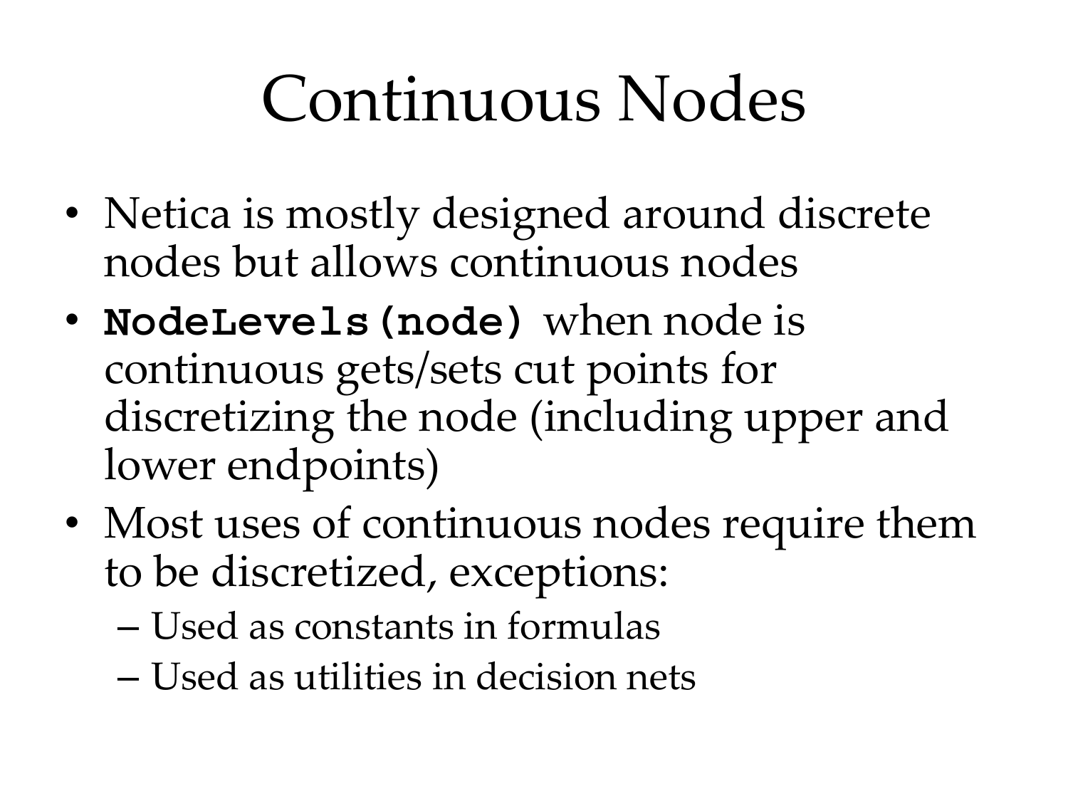# Continuous Nodes

- Netica is mostly designed around discrete nodes but allows continuous nodes
- **`NodeLevels(node)`** when node is continuous gets/sets cut points for discretizing the node (including upper and lower endpoints)
- Most uses of continuous nodes require them to be discretized, exceptions:
  - Used as constants in formulas
  - Used as utilities in decision nets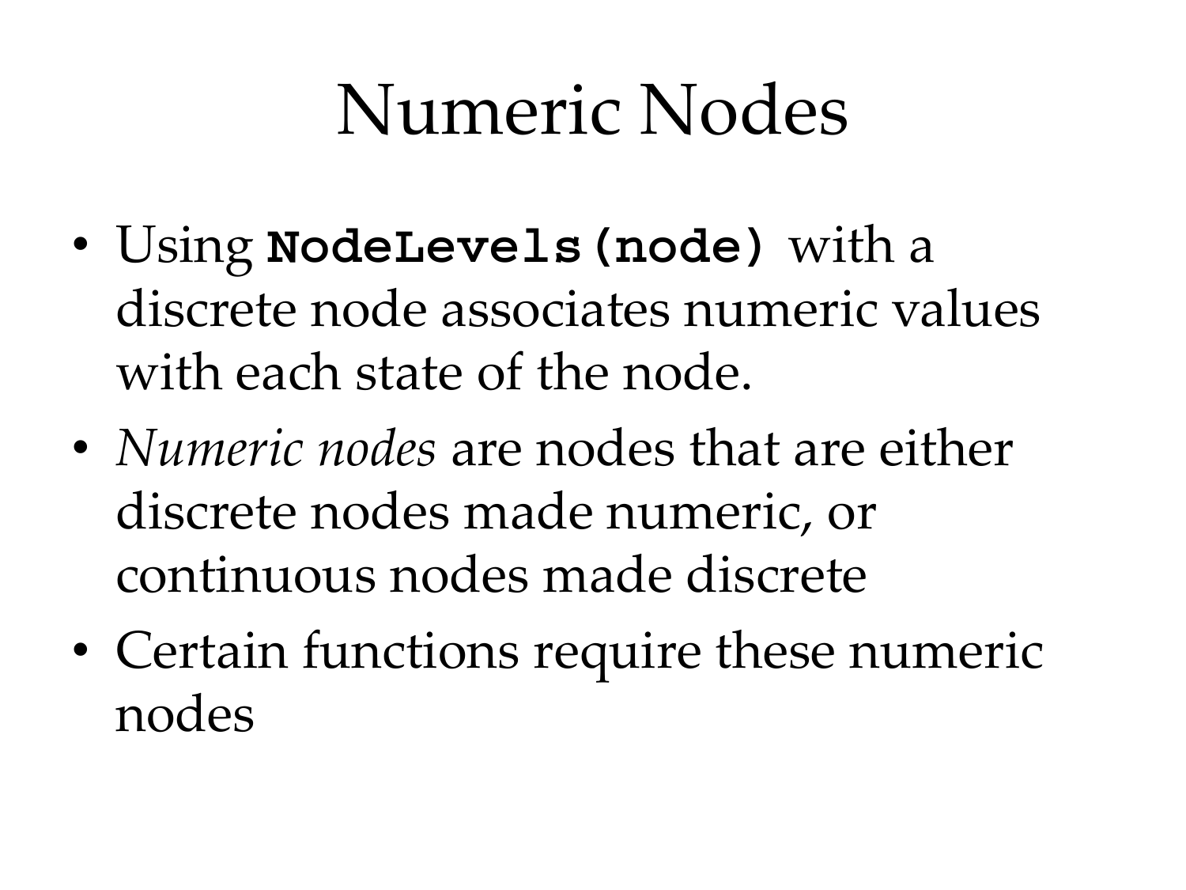# Numeric Nodes

- Using `NodeLevels(node)` with a discrete node associates numeric values with each state of the node.
- *Numeric nodes* are nodes that are either discrete nodes made numeric, or continuous nodes made discrete
- Certain functions require these numeric nodes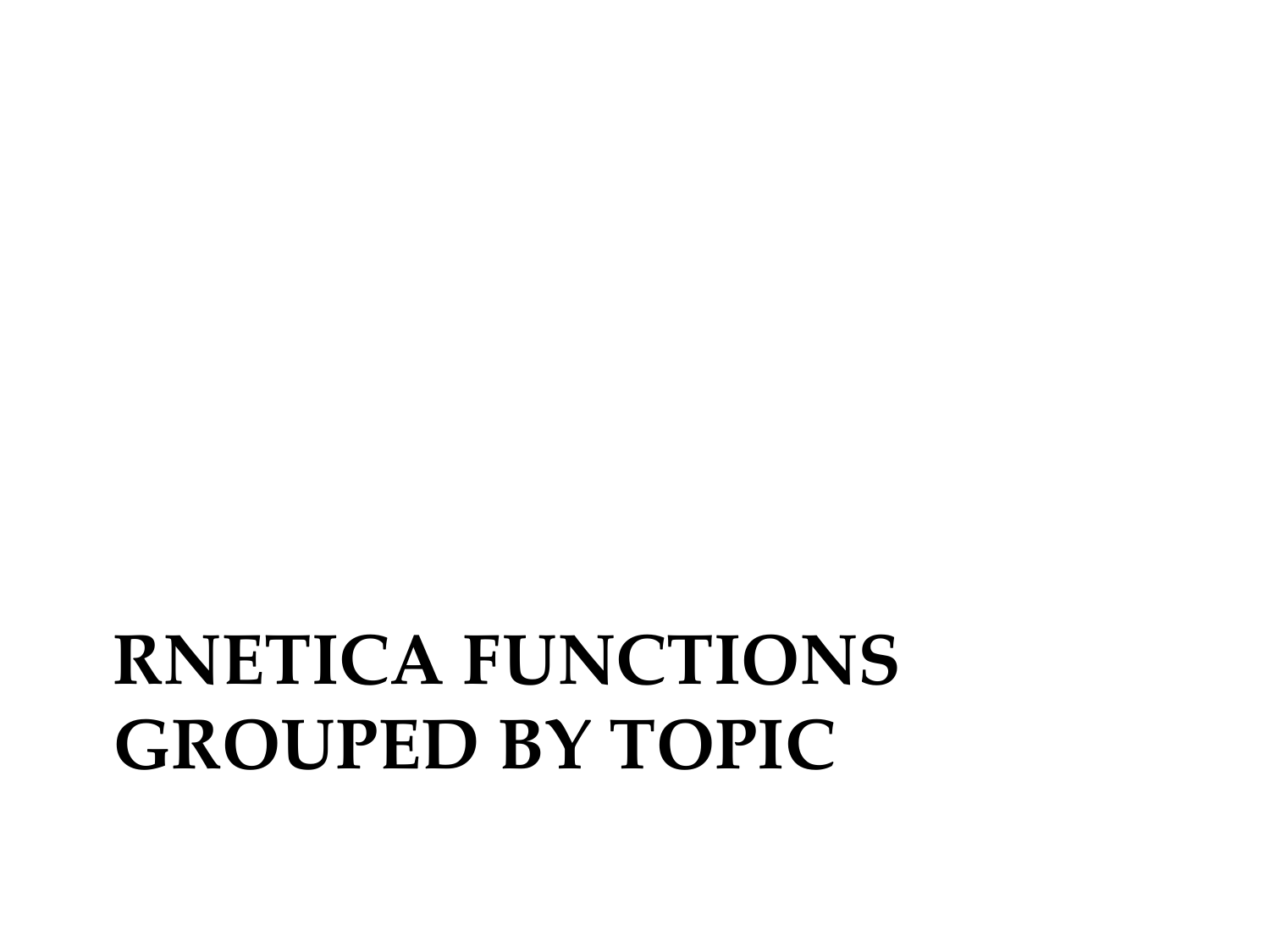# RNETICA FUNCTIONS GROUPED BY TOPIC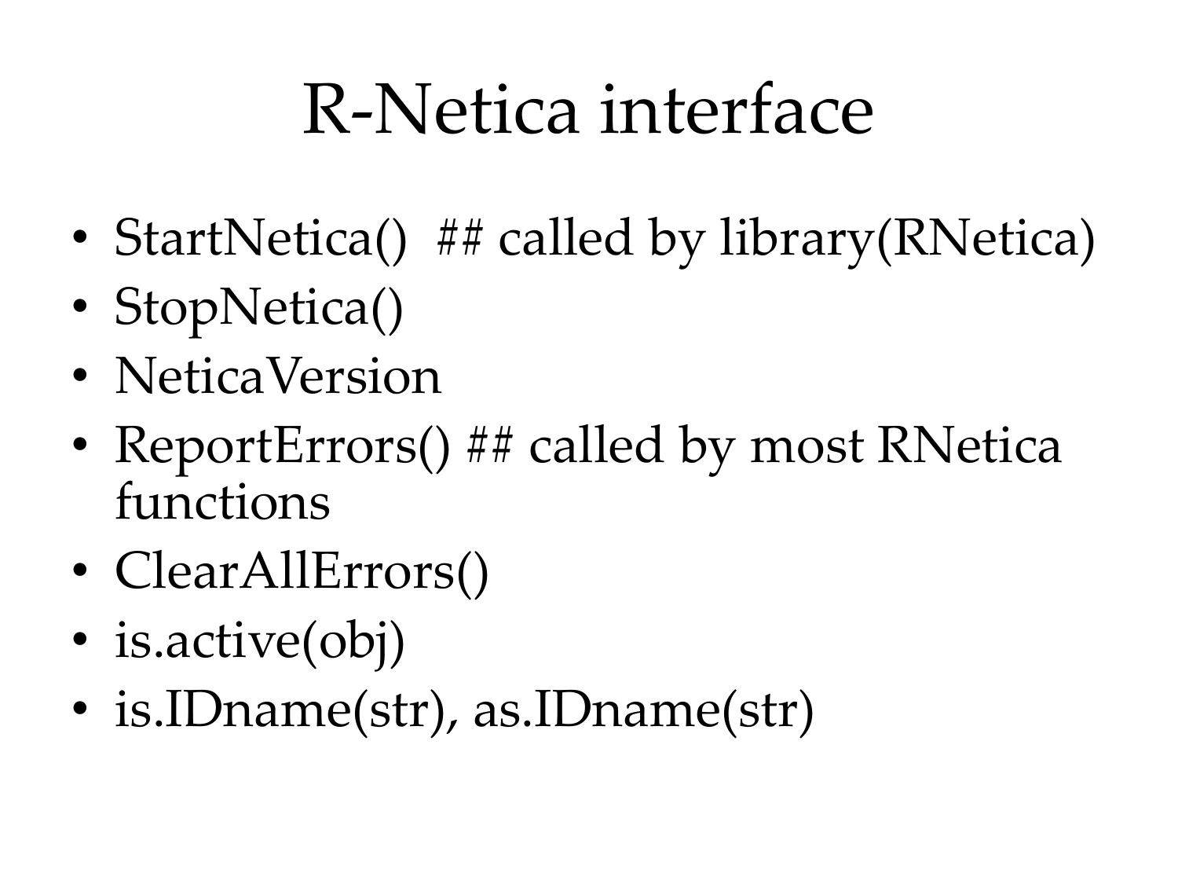# R-Netica interface

- StartNetica()  ## called by library(RNetica)
- StopNetica()
- NeticaVersion
- ReportErrors() ## called by most RNetica functions
- ClearAllErrors()
- is.active(obj)
- is.IDname(str), as.IDname(str)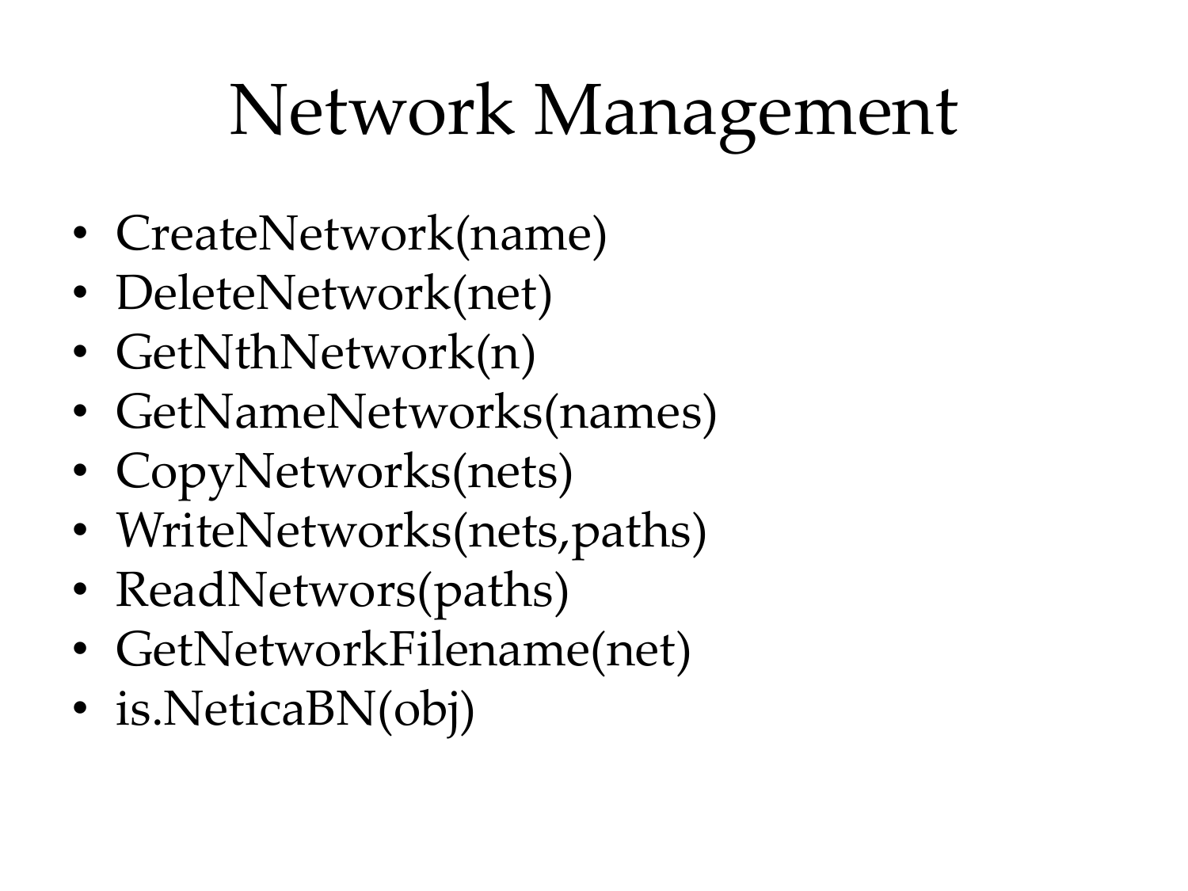# Network Management

- CreateNetwork(name)
- DeleteNetwork(net)
- GetNthNetwork(n)
- GetNameNetworks(names)
- CopyNetworks(nets)
- WriteNetworks(nets,paths)
- ReadNetwors(paths)
- GetNetworkFilename(net)
- is.NeticaBN(obj)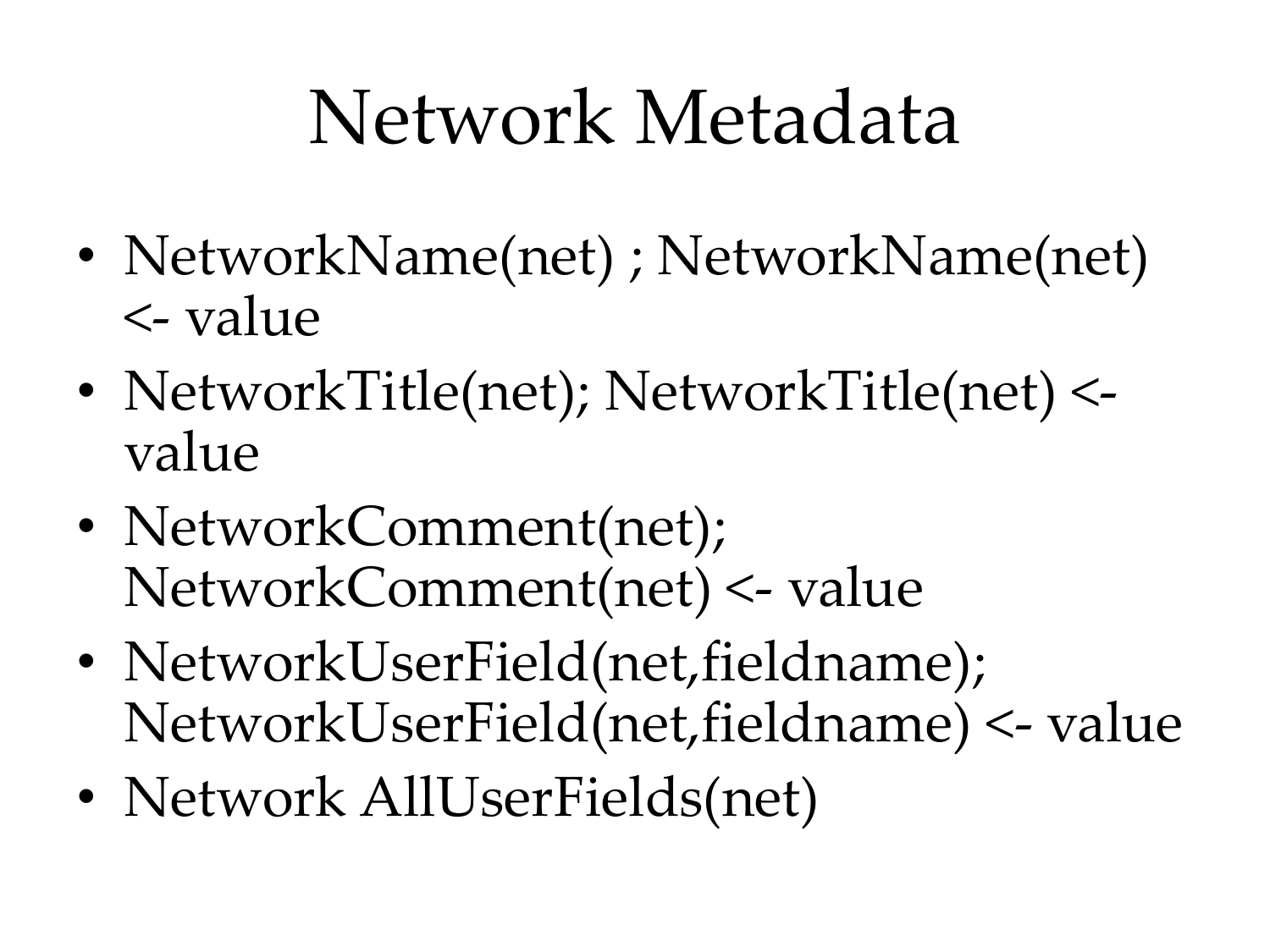# Network Metadata

- NetworkName(net) ; NetworkName(net) <- value
- NetworkTitle(net); NetworkTitle(net) <- value
- NetworkComment(net); NetworkComment(net) <- value
- NetworkUserField(net,fieldname); NetworkUserField(net,fieldname) <- value
- Network AllUserFields(net)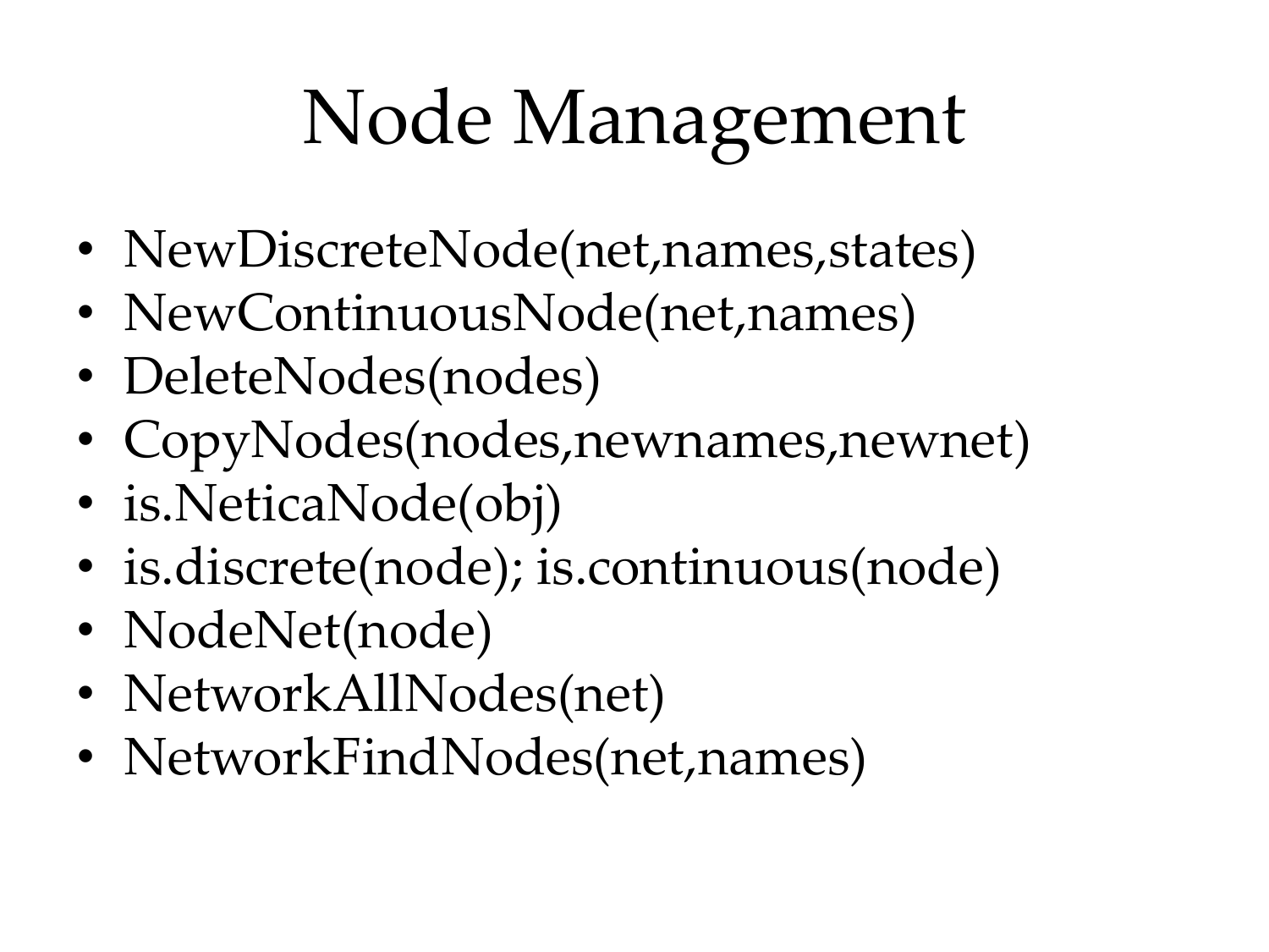# Node Management

- NewDiscreteNode(net,names,states)
- NewContinuousNode(net,names)
- DeleteNodes(nodes)
- CopyNodes(nodes,newnames,newnet)
- is.NeticaNode(obj)
- is.discrete(node); is.continuous(node)
- NodeNet(node)
- NetworkAllNodes(net)
- NetworkFindNodes(net,names)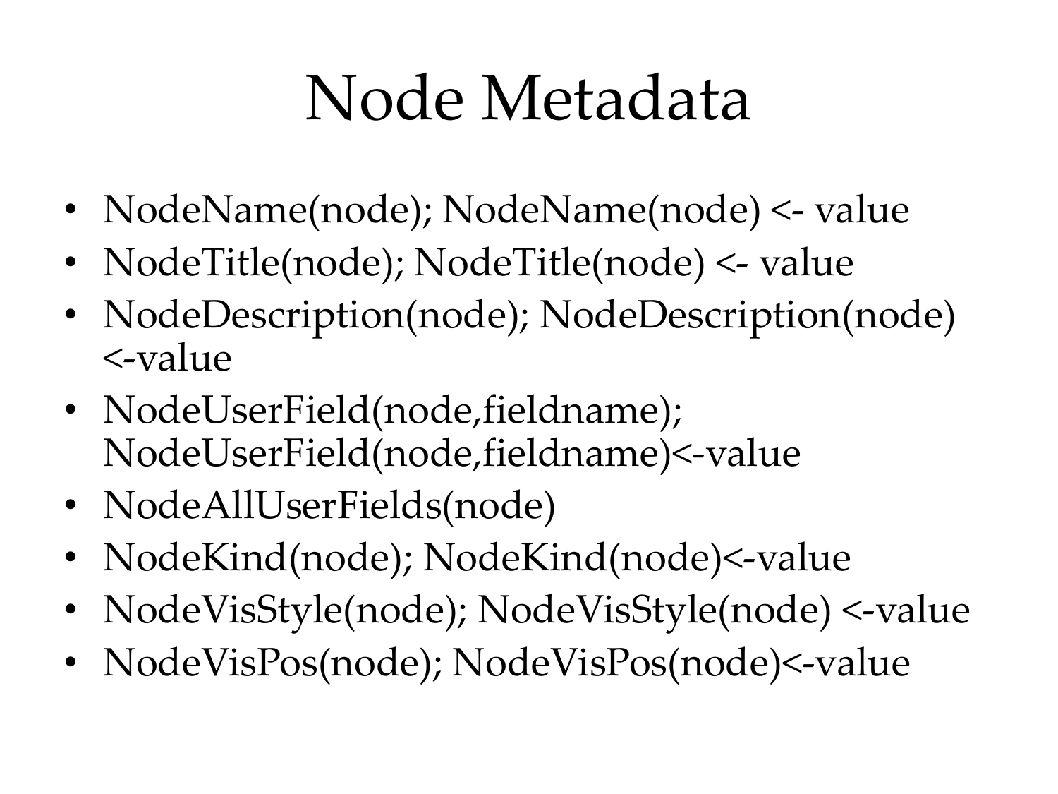# Node Metadata

- NodeName(node); NodeName(node) <- value
- NodeTitle(node); NodeTitle(node) <- value
- NodeDescription(node); NodeDescription(node) <-value
- NodeUserField(node,fieldname); NodeUserField(node,fieldname)<-value
- NodeAllUserFields(node)
- NodeKind(node); NodeKind(node)<-value
- NodeVisStyle(node); NodeVisStyle(node) <-value
- NodeVisPos(node); NodeVisPos(node)<-value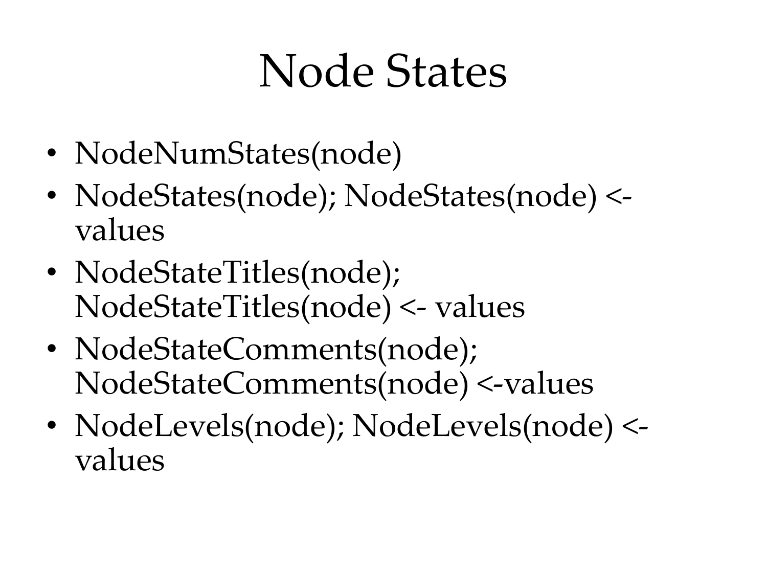# Node States

- NodeNumStates(node)
- NodeStates(node); NodeStates(node) <- values
- NodeStateTitles(node); NodeStateTitles(node) <- values
- NodeStateComments(node); NodeStateComments(node) <-values
- NodeLevels(node); NodeLevels(node) <- values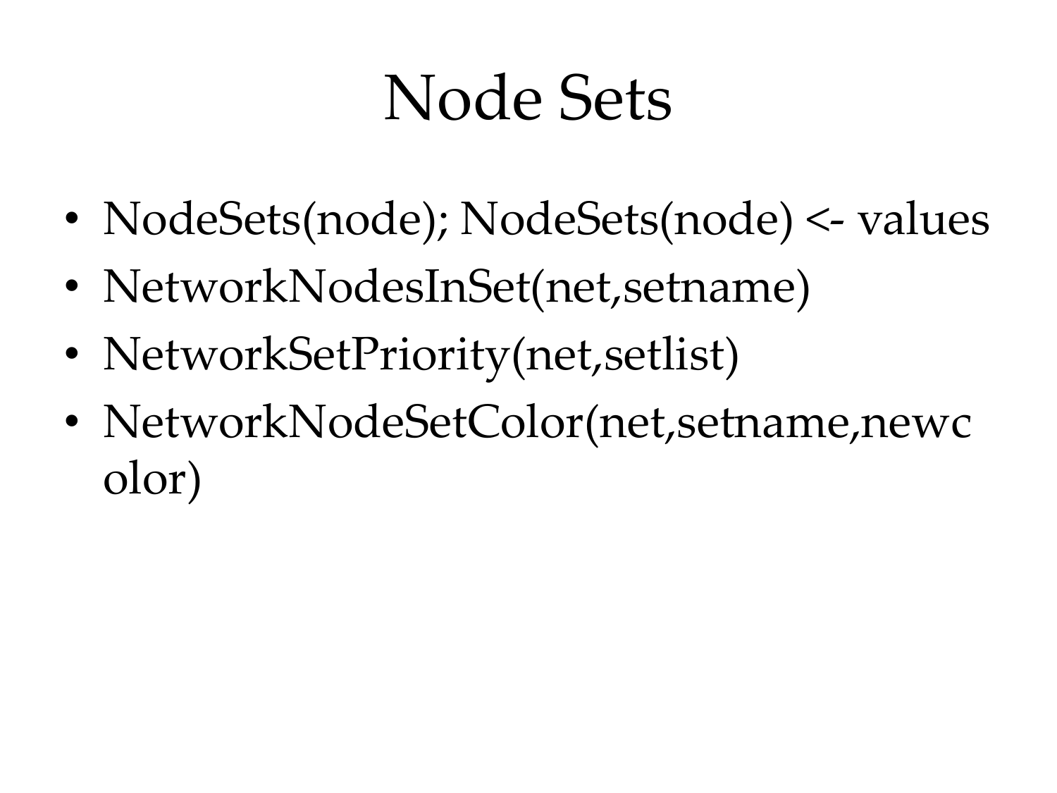# Node Sets

- NodeSets(node); NodeSets(node) <- values
- NetworkNodesInSet(net,setname)
- NetworkSetPriority(net,setlist)
- NetworkNodeSetColor(net,setname,newcolor)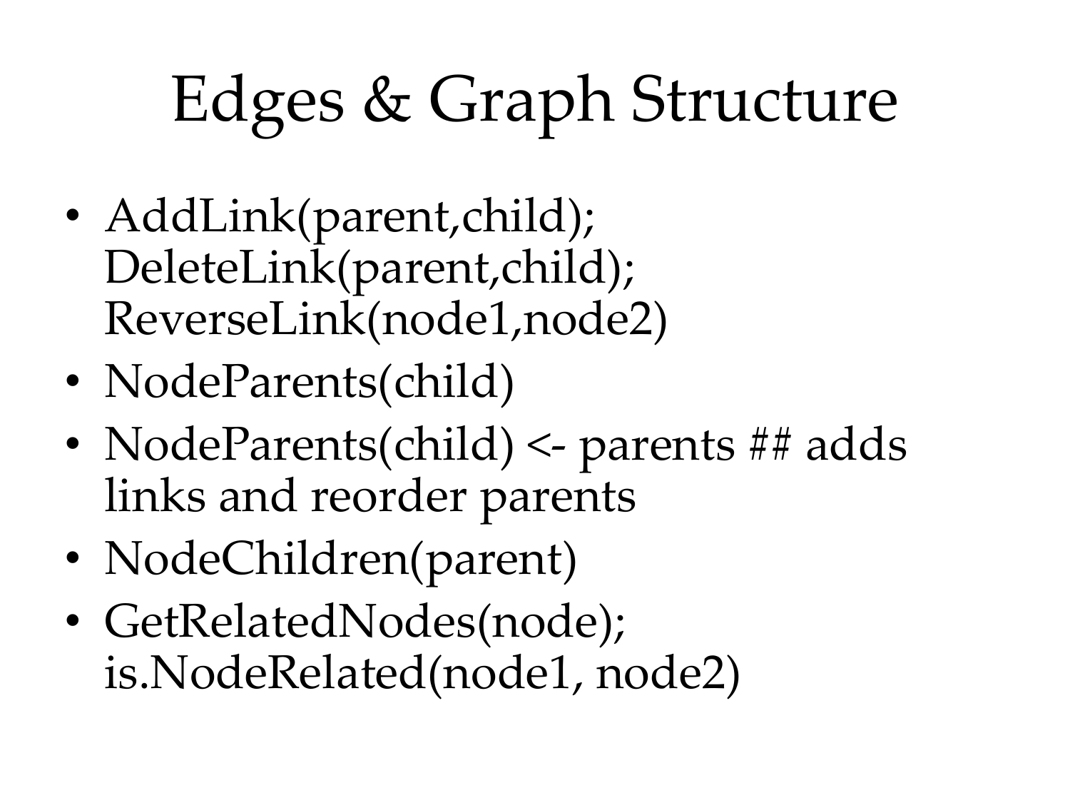# Edges & Graph Structure

- AddLink(parent,child); DeleteLink(parent,child); ReverseLink(node1,node2)
- NodeParents(child)
- NodeParents(child) <- parents ## adds links and reorder parents
- NodeChildren(parent)
- GetRelatedNodes(node); is.NodeRelated(node1, node2)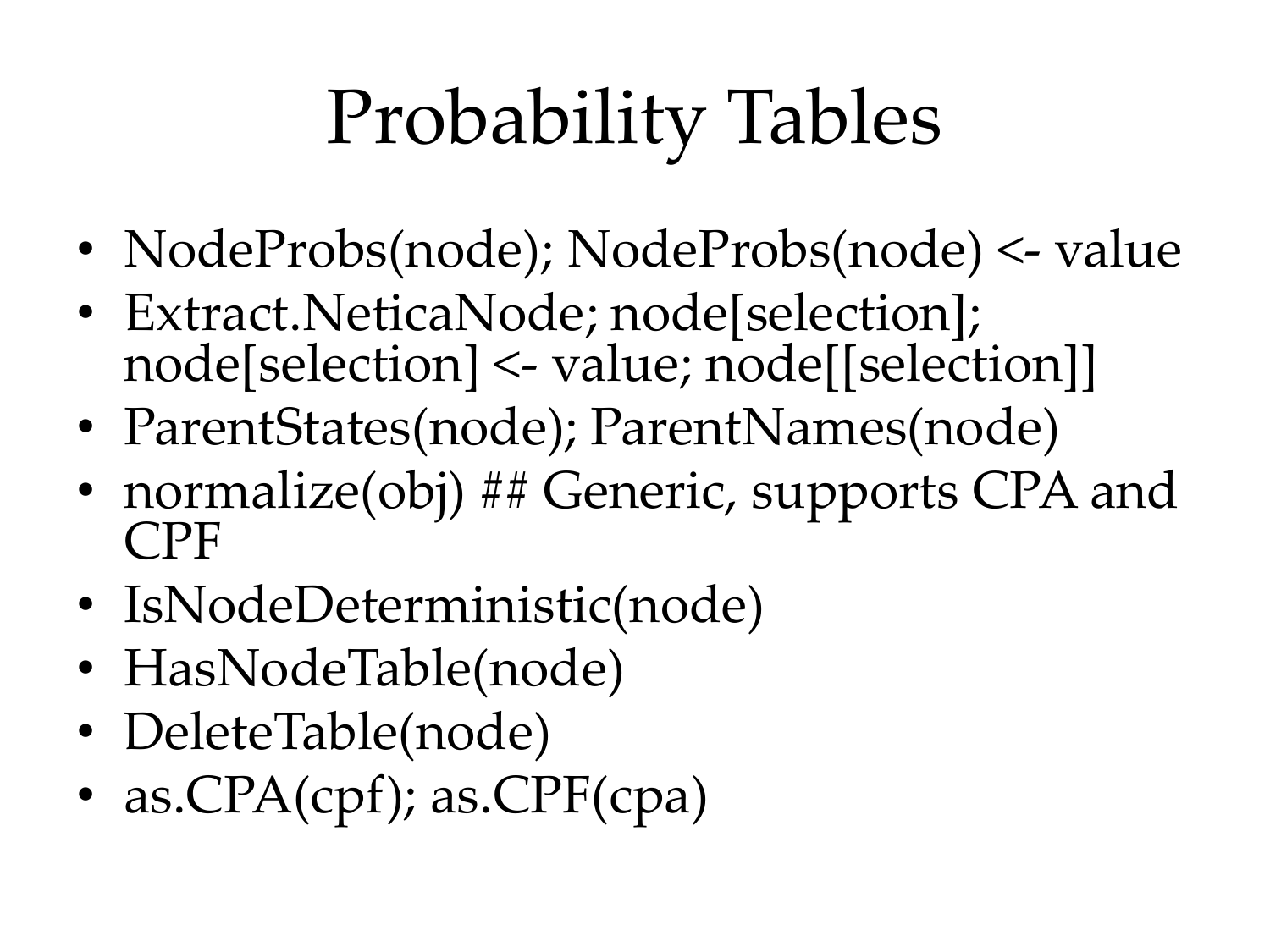# Probability Tables

- NodeProbs(node); NodeProbs(node) <- value
- Extract.NeticaNode; node[selection]; node[selection] <- value; node[[selection]]
- ParentStates(node); ParentNames(node)
- normalize(obj) ## Generic, supports CPA and CPF
- IsNodeDeterministic(node)
- HasNodeTable(node)
- DeleteTable(node)
- as.CPA(cpf); as.CPF(cpa)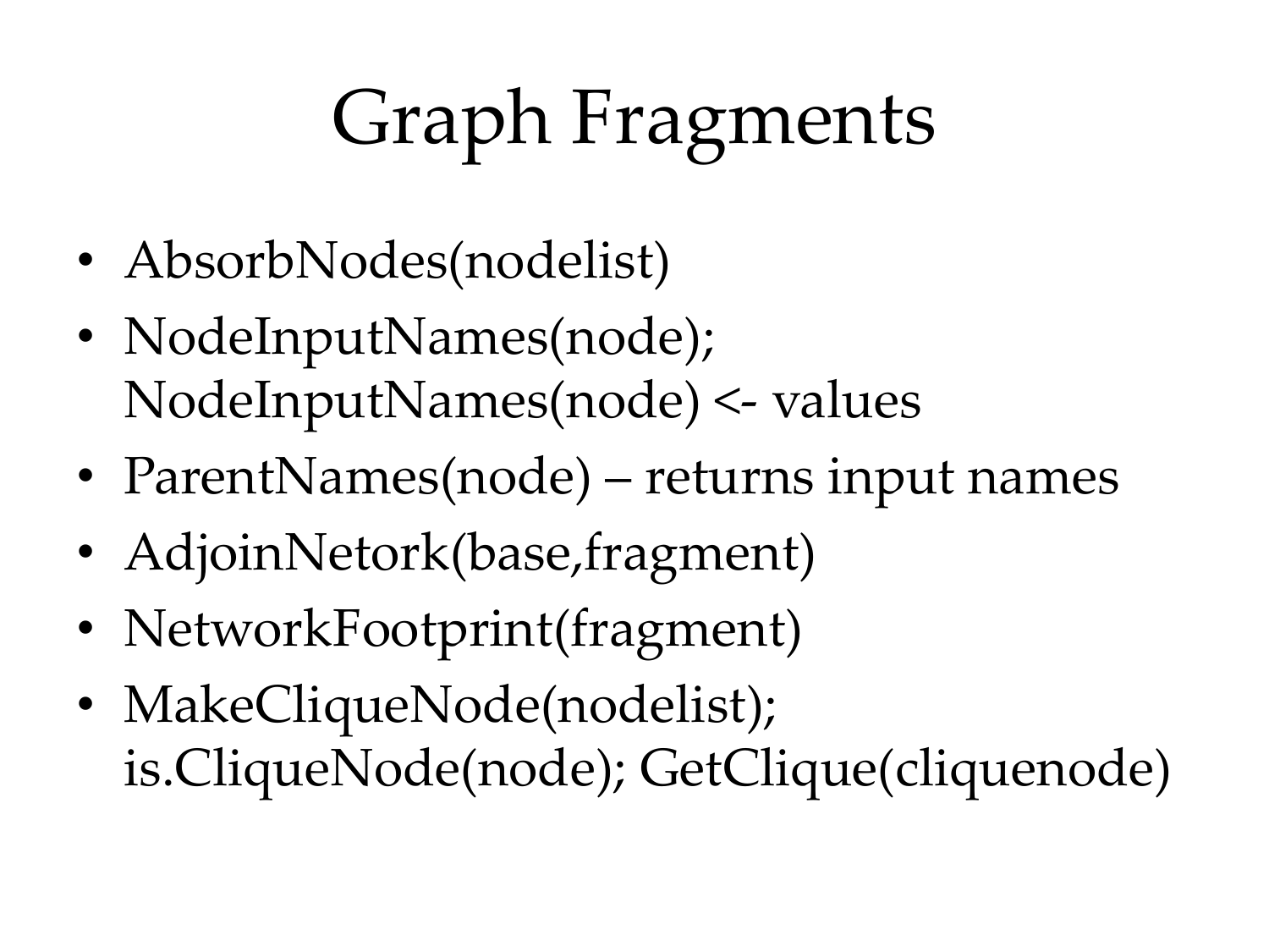# Graph Fragments

- AbsorbNodes(nodelist)
- NodeInputNames(node); NodeInputNames(node) <- values
- ParentNames(node) – returns input names
- AdjoinNetork(base,fragment)
- NetworkFootprint(fragment)
- MakeCliqueNode(nodelist); is.CliqueNode(node); GetClique(cliquenode)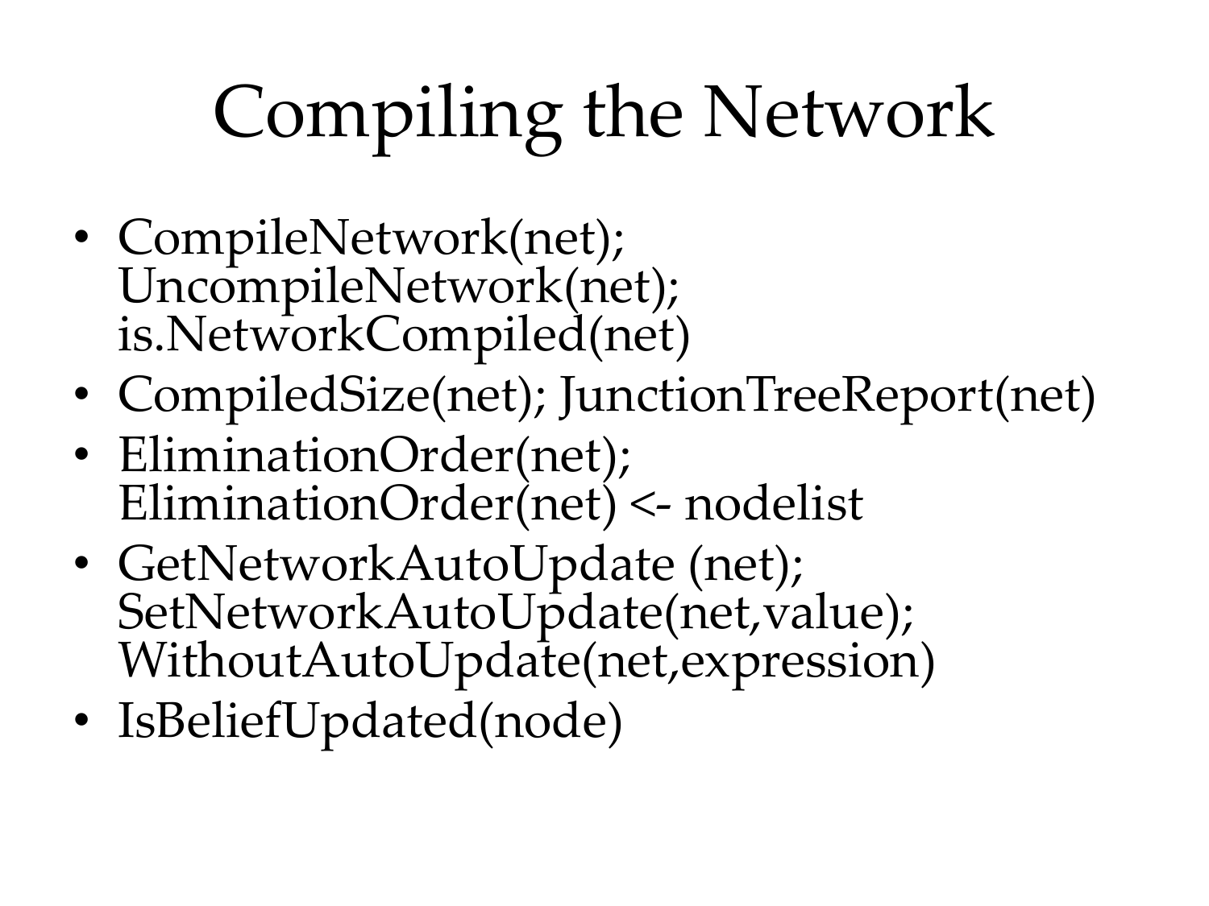# Compiling the Network

- CompileNetwork(net);
  UncompileNetwork(net);
  is.NetworkCompiled(net)
- CompiledSize(net); JunctionTreeReport(net)
- EliminationOrder(net);
  EliminationOrder(net) <- nodelist
- GetNetworkAutoUpdate (net);
  SetNetworkAutoUpdate(net,value);
  WithoutAutoUpdate(net,expression)
- IsBeliefUpdated(node)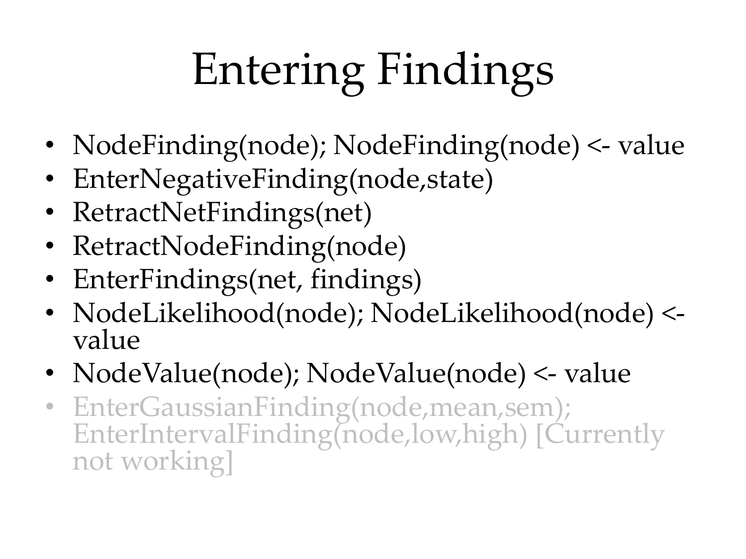# Entering Findings

- NodeFinding(node); NodeFinding(node) <- value
- EnterNegativeFinding(node,state)
- RetractNetFindings(net)
- RetractNodeFinding(node)
- EnterFindings(net, findings)
- NodeLikelihood(node); NodeLikelihood(node) <- value
- NodeValue(node); NodeValue(node) <- value
- EnterGaussianFinding(node,mean,sem); EnterIntervalFinding(node,low,high) [Currently not working]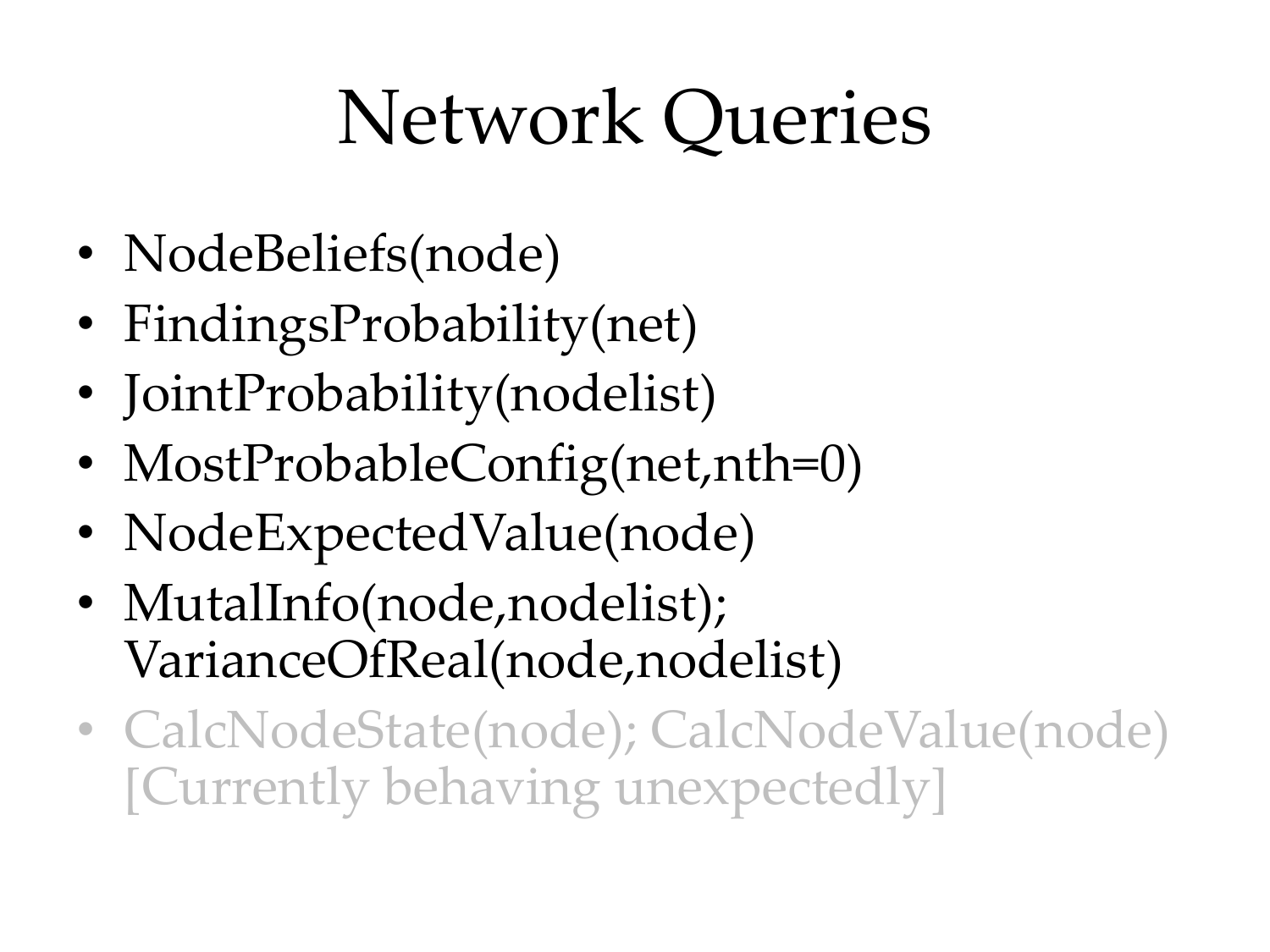# Network Queries

- NodeBeliefs(node)
- FindingsProbability(net)
- JointProbability(nodelist)
- MostProbableConfig(net,nth=0)
- NodeExpectedValue(node)
- MutalInfo(node,nodelist); VarianceOfReal(node,nodelist)
- CalcNodeState(node); CalcNodeValue(node) [Currently behaving unexpectedly]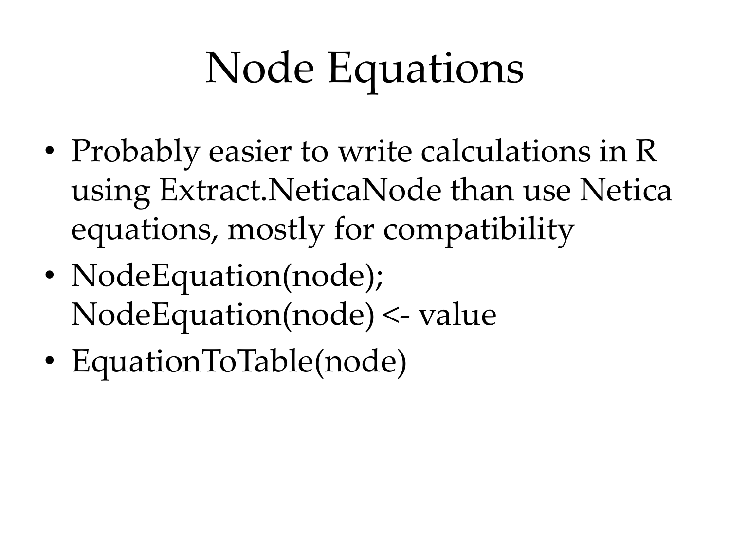# Node Equations

- Probably easier to write calculations in R using Extract.NeticaNode than use Netica equations, mostly for compatibility
- NodeEquation(node); NodeEquation(node) <- value
- EquationToTable(node)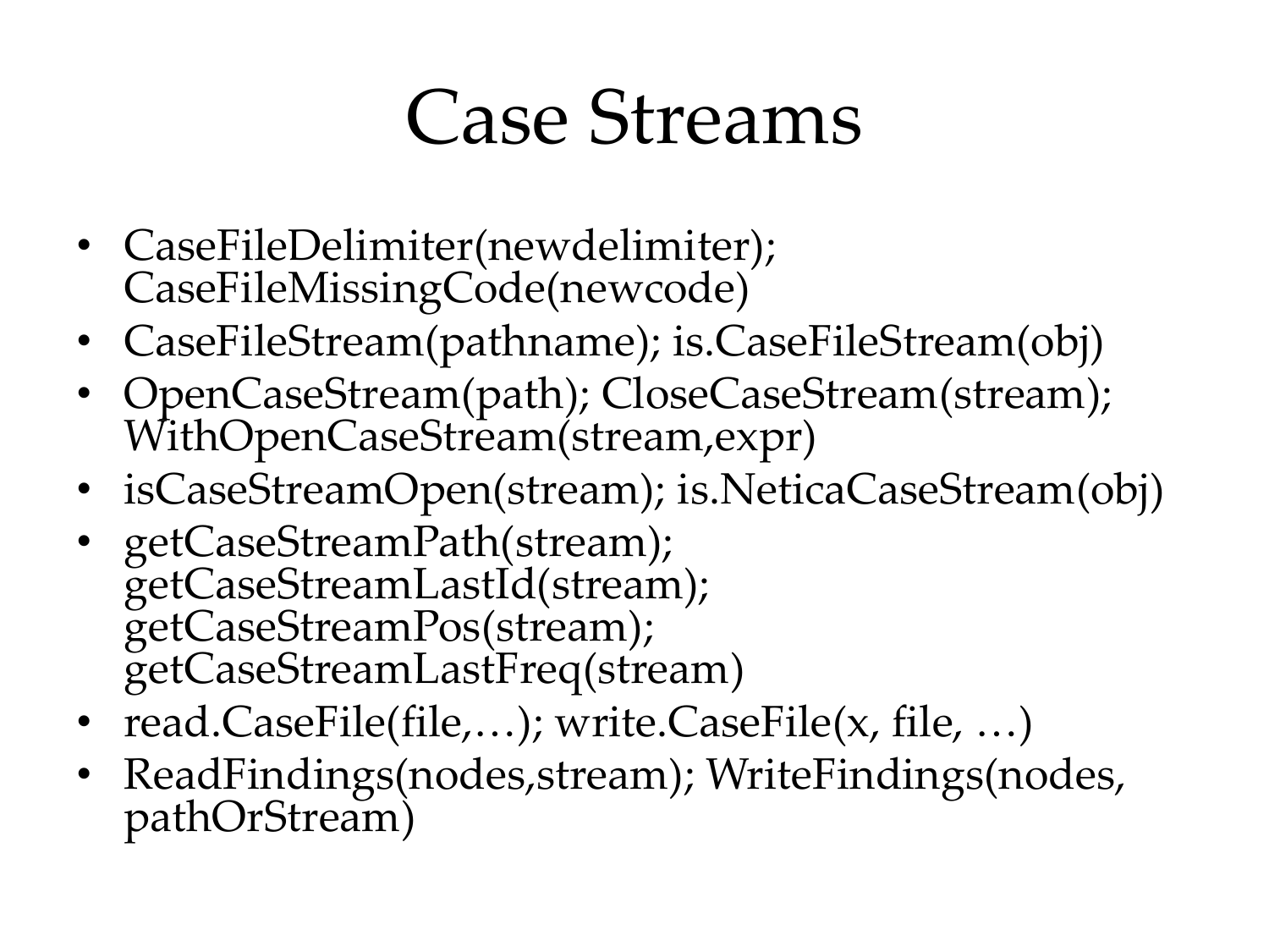# Case Streams

- CaseFileDelimiter(newdelimiter); CaseFileMissingCode(newcode)
- CaseFileStream(pathname); is.CaseFileStream(obj)
- OpenCaseStream(path); CloseCaseStream(stream); WithOpenCaseStream(stream,expr)
- isCaseStreamOpen(stream); is.NeticaCaseStream(obj)
- getCaseStreamPath(stream); getCaseStreamLastId(stream); getCaseStreamPos(stream); getCaseStreamLastFreq(stream)
- read.CaseFile(file,…); write.CaseFile(x, file, …)
- ReadFindings(nodes,stream); WriteFindings(nodes, pathOrStream)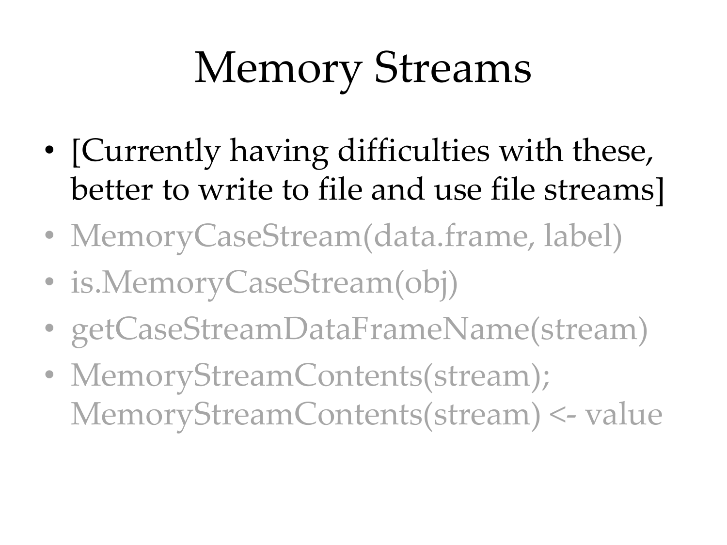# Memory Streams

- [Currently having difficulties with these, better to write to file and use file streams]
- MemoryCaseStream(data.frame, label)
- is.MemoryCaseStream(obj)
- getCaseStreamDataFrameName(stream)
- MemoryStreamContents(stream); MemoryStreamContents(stream) <- value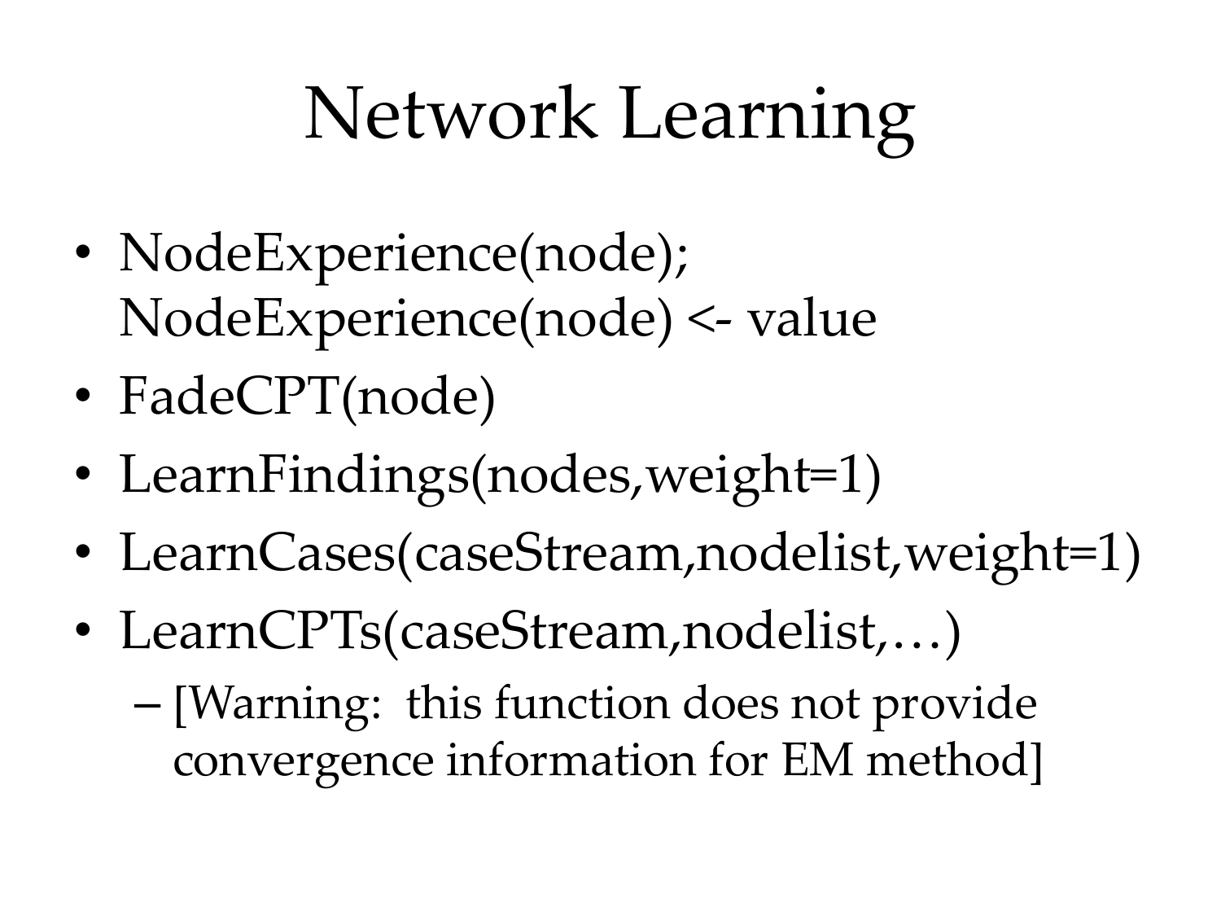# Network Learning

- NodeExperience(node);
  NodeExperience(node) <- value
- FadeCPT(node)
- LearnFindings(nodes,weight=1)
- LearnCases(caseStream,nodelist,weight=1)
- LearnCPTs(caseStream,nodelist,…)
  - [Warning: this function does not provide convergence information for EM method]